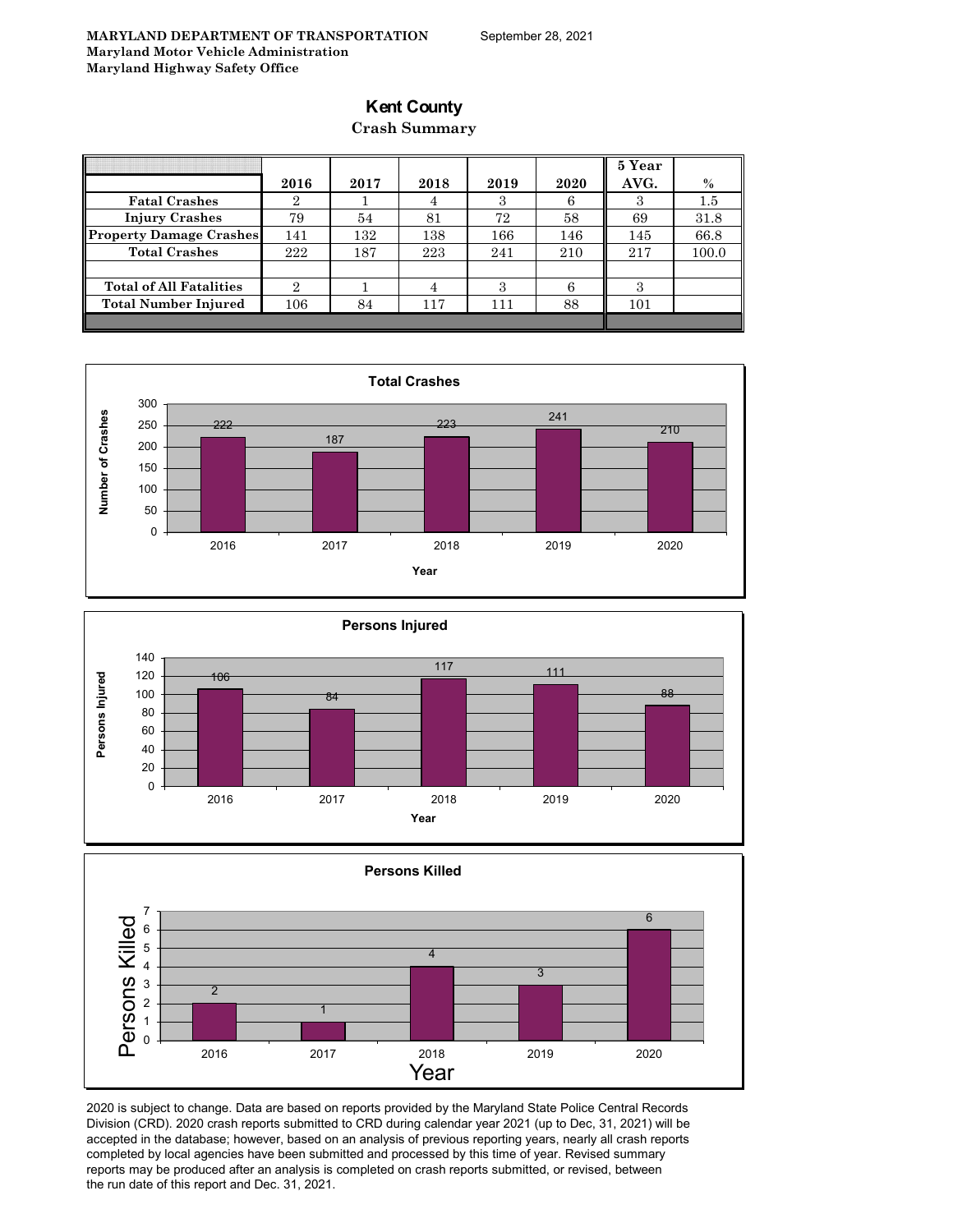**MARYLAND DEPARTMENT OF TRANSPORTATION**
**Maryland Motor Vehicle Administration**
**Maryland Highway Safety Office**

September 28, 2021

# Kent County

## Crash Summary

| | 2016 | 2017 | 2018 | 2019 | 2020 | 5 Year AVG. | % |
|---|---|---|---|---|---|---|---|
| Fatal Crashes | 2 | 1 | 4 | 3 | 6 | 3 | 1.5 |
| Injury Crashes | 79 | 54 | 81 | 72 | 58 | 69 | 31.8 |
| Property Damage Crashes | 141 | 132 | 138 | 166 | 146 | 145 | 66.8 |
| Total Crashes | 222 | 187 | 223 | 241 | 210 | 217 | 100.0 |
| | | | | | | | |
| Total of All Fatalities | 2 | 1 | 4 | 3 | 6 | 3 | |
| Total Number Injured | 106 | 84 | 117 | 111 | 88 | 101 | |

**Total Crashes**

| Year | Number of Crashes |
|---|---|
| 2016 | 222 |
| 2017 | 187 |
| 2018 | 223 |
| 2019 | 241 |
| 2020 | 210 |

**Persons Injured**

| Year | Persons Injured |
|---|---|
| 2016 | 106 |
| 2017 | 84 |
| 2018 | 117 |
| 2019 | 111 |
| 2020 | 88 |

**Persons Killed**

| Year | Persons Killed |
|---|---|
| 2016 | 2 |
| 2017 | 1 |
| 2018 | 4 |
| 2019 | 3 |
| 2020 | 6 |

2020 is subject to change. Data are based on reports provided by the Maryland State Police Central Records Division (CRD). 2020 crash reports submitted to CRD during calendar year 2021 (up to Dec, 31, 2021) will be accepted in the database; however, based on an analysis of previous reporting years, nearly all crash reports completed by local agencies have been submitted and processed by this time of year. Revised summary reports may be produced after an analysis is completed on crash reports submitted, or revised, between the run date of this report and Dec. 31, 2021.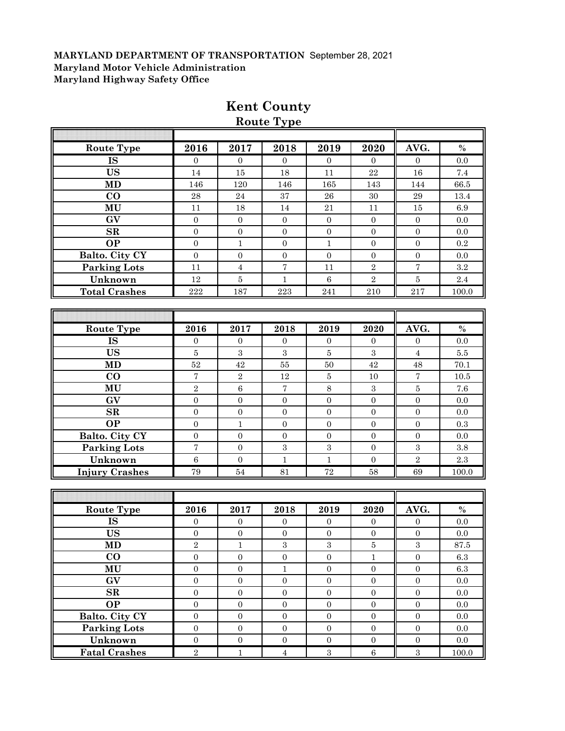**MARYLAND DEPARTMENT OF TRANSPORTATION** September 28, 2021
**Maryland Motor Vehicle Administration**
**Maryland Highway Safety Office**

# Kent County

## Route Type

| Route Type | 2016 | 2017 | 2018 | 2019 | 2020 | AVG. | % |
|---|---|---|---|---|---|---|---|
| IS | 0 | 0 | 0 | 0 | 0 | 0 | 0.0 |
| US | 14 | 15 | 18 | 11 | 22 | 16 | 7.4 |
| MD | 146 | 120 | 146 | 165 | 143 | 144 | 66.5 |
| CO | 28 | 24 | 37 | 26 | 30 | 29 | 13.4 |
| MU | 11 | 18 | 14 | 21 | 11 | 15 | 6.9 |
| GV | 0 | 0 | 0 | 0 | 0 | 0 | 0.0 |
| SR | 0 | 0 | 0 | 0 | 0 | 0 | 0.0 |
| OP | 0 | 1 | 0 | 1 | 0 | 0 | 0.2 |
| Balto. City CY | 0 | 0 | 0 | 0 | 0 | 0 | 0.0 |
| Parking Lots | 11 | 4 | 7 | 11 | 2 | 7 | 3.2 |
| Unknown | 12 | 5 | 1 | 6 | 2 | 5 | 2.4 |
| **Total Crashes** | 222 | 187 | 223 | 241 | 210 | 217 | 100.0 |

| Route Type | 2016 | 2017 | 2018 | 2019 | 2020 | AVG. | % |
|---|---|---|---|---|---|---|---|
| IS | 0 | 0 | 0 | 0 | 0 | 0 | 0.0 |
| US | 5 | 3 | 3 | 5 | 3 | 4 | 5.5 |
| MD | 52 | 42 | 55 | 50 | 42 | 48 | 70.1 |
| CO | 7 | 2 | 12 | 5 | 10 | 7 | 10.5 |
| MU | 2 | 6 | 7 | 8 | 3 | 5 | 7.6 |
| GV | 0 | 0 | 0 | 0 | 0 | 0 | 0.0 |
| SR | 0 | 0 | 0 | 0 | 0 | 0 | 0.0 |
| OP | 0 | 1 | 0 | 0 | 0 | 0 | 0.3 |
| Balto. City CY | 0 | 0 | 0 | 0 | 0 | 0 | 0.0 |
| Parking Lots | 7 | 0 | 3 | 3 | 0 | 3 | 3.8 |
| Unknown | 6 | 0 | 1 | 1 | 0 | 2 | 2.3 |
| **Injury Crashes** | 79 | 54 | 81 | 72 | 58 | 69 | 100.0 |

| Route Type | 2016 | 2017 | 2018 | 2019 | 2020 | AVG. | % |
|---|---|---|---|---|---|---|---|
| IS | 0 | 0 | 0 | 0 | 0 | 0 | 0.0 |
| US | 0 | 0 | 0 | 0 | 0 | 0 | 0.0 |
| MD | 2 | 1 | 3 | 3 | 5 | 3 | 87.5 |
| CO | 0 | 0 | 0 | 0 | 1 | 0 | 6.3 |
| MU | 0 | 0 | 1 | 0 | 0 | 0 | 6.3 |
| GV | 0 | 0 | 0 | 0 | 0 | 0 | 0.0 |
| SR | 0 | 0 | 0 | 0 | 0 | 0 | 0.0 |
| OP | 0 | 0 | 0 | 0 | 0 | 0 | 0.0 |
| Balto. City CY | 0 | 0 | 0 | 0 | 0 | 0 | 0.0 |
| Parking Lots | 0 | 0 | 0 | 0 | 0 | 0 | 0.0 |
| Unknown | 0 | 0 | 0 | 0 | 0 | 0 | 0.0 |
| **Fatal Crashes** | 2 | 1 | 4 | 3 | 6 | 3 | 100.0 |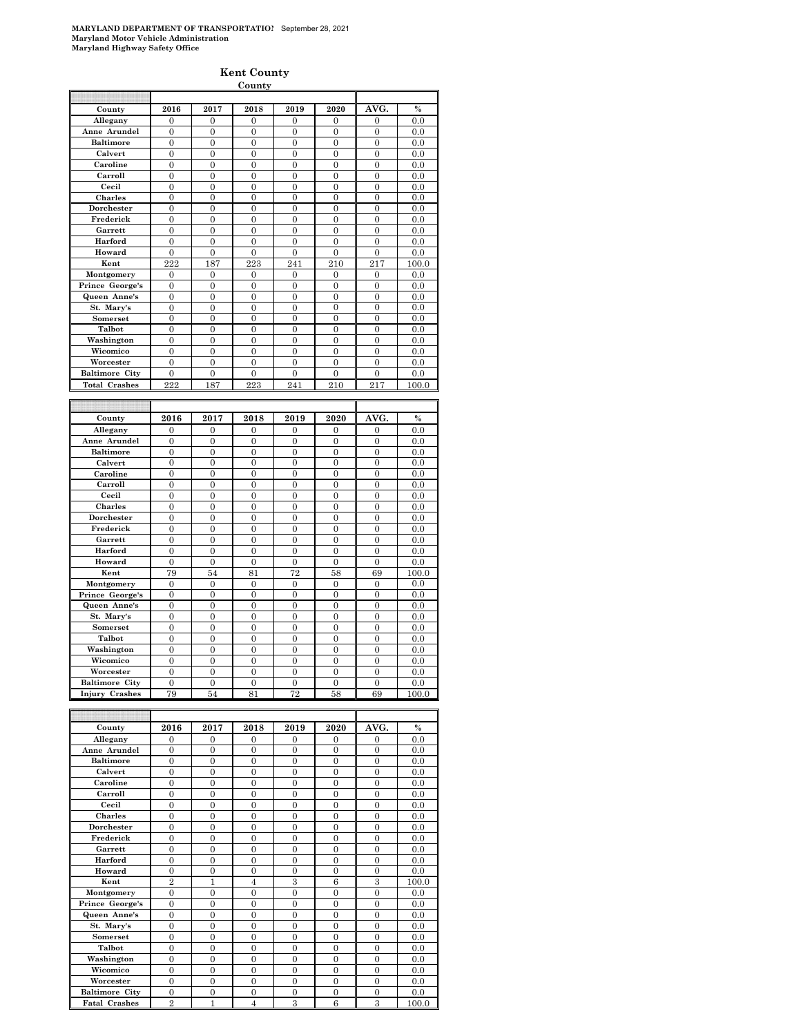**MARYLAND DEPARTMENT OF TRANSPORTATION** September 28, 2021
**Maryland Motor Vehicle Administration**
**Maryland Highway Safety Office**

## Kent County

**County**

| County | 2016 | 2017 | 2018 | 2019 | 2020 | AVG. | % |
|---|---|---|---|---|---|---|---|
| Allegany | 0 | 0 | 0 | 0 | 0 | 0 | 0.0 |
| Anne Arundel | 0 | 0 | 0 | 0 | 0 | 0 | 0.0 |
| Baltimore | 0 | 0 | 0 | 0 | 0 | 0 | 0.0 |
| Calvert | 0 | 0 | 0 | 0 | 0 | 0 | 0.0 |
| Caroline | 0 | 0 | 0 | 0 | 0 | 0 | 0.0 |
| Carroll | 0 | 0 | 0 | 0 | 0 | 0 | 0.0 |
| Cecil | 0 | 0 | 0 | 0 | 0 | 0 | 0.0 |
| Charles | 0 | 0 | 0 | 0 | 0 | 0 | 0.0 |
| Dorchester | 0 | 0 | 0 | 0 | 0 | 0 | 0.0 |
| Frederick | 0 | 0 | 0 | 0 | 0 | 0 | 0.0 |
| Garrett | 0 | 0 | 0 | 0 | 0 | 0 | 0.0 |
| Harford | 0 | 0 | 0 | 0 | 0 | 0 | 0.0 |
| Howard | 0 | 0 | 0 | 0 | 0 | 0 | 0.0 |
| Kent | 222 | 187 | 223 | 241 | 210 | 217 | 100.0 |
| Montgomery | 0 | 0 | 0 | 0 | 0 | 0 | 0.0 |
| Prince George's | 0 | 0 | 0 | 0 | 0 | 0 | 0.0 |
| Queen Anne's | 0 | 0 | 0 | 0 | 0 | 0 | 0.0 |
| St. Mary's | 0 | 0 | 0 | 0 | 0 | 0 | 0.0 |
| Somerset | 0 | 0 | 0 | 0 | 0 | 0 | 0.0 |
| Talbot | 0 | 0 | 0 | 0 | 0 | 0 | 0.0 |
| Washington | 0 | 0 | 0 | 0 | 0 | 0 | 0.0 |
| Wicomico | 0 | 0 | 0 | 0 | 0 | 0 | 0.0 |
| Worcester | 0 | 0 | 0 | 0 | 0 | 0 | 0.0 |
| Baltimore City | 0 | 0 | 0 | 0 | 0 | 0 | 0.0 |
| Total Crashes | 222 | 187 | 223 | 241 | 210 | 217 | 100.0 |

| County | 2016 | 2017 | 2018 | 2019 | 2020 | AVG. | % |
|---|---|---|---|---|---|---|---|
| Allegany | 0 | 0 | 0 | 0 | 0 | 0 | 0.0 |
| Anne Arundel | 0 | 0 | 0 | 0 | 0 | 0 | 0.0 |
| Baltimore | 0 | 0 | 0 | 0 | 0 | 0 | 0.0 |
| Calvert | 0 | 0 | 0 | 0 | 0 | 0 | 0.0 |
| Caroline | 0 | 0 | 0 | 0 | 0 | 0 | 0.0 |
| Carroll | 0 | 0 | 0 | 0 | 0 | 0 | 0.0 |
| Cecil | 0 | 0 | 0 | 0 | 0 | 0 | 0.0 |
| Charles | 0 | 0 | 0 | 0 | 0 | 0 | 0.0 |
| Dorchester | 0 | 0 | 0 | 0 | 0 | 0 | 0.0 |
| Frederick | 0 | 0 | 0 | 0 | 0 | 0 | 0.0 |
| Garrett | 0 | 0 | 0 | 0 | 0 | 0 | 0.0 |
| Harford | 0 | 0 | 0 | 0 | 0 | 0 | 0.0 |
| Howard | 0 | 0 | 0 | 0 | 0 | 0 | 0.0 |
| Kent | 79 | 54 | 81 | 72 | 58 | 69 | 100.0 |
| Montgomery | 0 | 0 | 0 | 0 | 0 | 0 | 0.0 |
| Prince George's | 0 | 0 | 0 | 0 | 0 | 0 | 0.0 |
| Queen Anne's | 0 | 0 | 0 | 0 | 0 | 0 | 0.0 |
| St. Mary's | 0 | 0 | 0 | 0 | 0 | 0 | 0.0 |
| Somerset | 0 | 0 | 0 | 0 | 0 | 0 | 0.0 |
| Talbot | 0 | 0 | 0 | 0 | 0 | 0 | 0.0 |
| Washington | 0 | 0 | 0 | 0 | 0 | 0 | 0.0 |
| Wicomico | 0 | 0 | 0 | 0 | 0 | 0 | 0.0 |
| Worcester | 0 | 0 | 0 | 0 | 0 | 0 | 0.0 |
| Baltimore City | 0 | 0 | 0 | 0 | 0 | 0 | 0.0 |
| Injury Crashes | 79 | 54 | 81 | 72 | 58 | 69 | 100.0 |

| County | 2016 | 2017 | 2018 | 2019 | 2020 | AVG. | % |
|---|---|---|---|---|---|---|---|
| Allegany | 0 | 0 | 0 | 0 | 0 | 0 | 0.0 |
| Anne Arundel | 0 | 0 | 0 | 0 | 0 | 0 | 0.0 |
| Baltimore | 0 | 0 | 0 | 0 | 0 | 0 | 0.0 |
| Calvert | 0 | 0 | 0 | 0 | 0 | 0 | 0.0 |
| Caroline | 0 | 0 | 0 | 0 | 0 | 0 | 0.0 |
| Carroll | 0 | 0 | 0 | 0 | 0 | 0 | 0.0 |
| Cecil | 0 | 0 | 0 | 0 | 0 | 0 | 0.0 |
| Charles | 0 | 0 | 0 | 0 | 0 | 0 | 0.0 |
| Dorchester | 0 | 0 | 0 | 0 | 0 | 0 | 0.0 |
| Frederick | 0 | 0 | 0 | 0 | 0 | 0 | 0.0 |
| Garrett | 0 | 0 | 0 | 0 | 0 | 0 | 0.0 |
| Harford | 0 | 0 | 0 | 0 | 0 | 0 | 0.0 |
| Howard | 0 | 0 | 0 | 0 | 0 | 0 | 0.0 |
| Kent | 2 | 1 | 4 | 3 | 6 | 3 | 100.0 |
| Montgomery | 0 | 0 | 0 | 0 | 0 | 0 | 0.0 |
| Prince George's | 0 | 0 | 0 | 0 | 0 | 0 | 0.0 |
| Queen Anne's | 0 | 0 | 0 | 0 | 0 | 0 | 0.0 |
| St. Mary's | 0 | 0 | 0 | 0 | 0 | 0 | 0.0 |
| Somerset | 0 | 0 | 0 | 0 | 0 | 0 | 0.0 |
| Talbot | 0 | 0 | 0 | 0 | 0 | 0 | 0.0 |
| Washington | 0 | 0 | 0 | 0 | 0 | 0 | 0.0 |
| Wicomico | 0 | 0 | 0 | 0 | 0 | 0 | 0.0 |
| Worcester | 0 | 0 | 0 | 0 | 0 | 0 | 0.0 |
| Baltimore City | 0 | 0 | 0 | 0 | 0 | 0 | 0.0 |
| Fatal Crashes | 2 | 1 | 4 | 3 | 6 | 3 | 100.0 |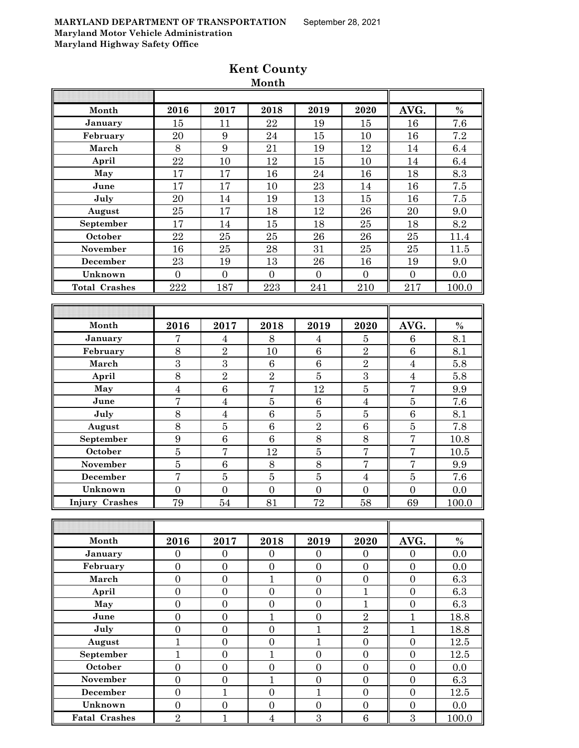MARYLAND DEPARTMENT OF TRANSPORTATION September 28, 2021
Maryland Motor Vehicle Administration
Maryland Highway Safety Office

# Kent County

## Month

| Month | 2016 | 2017 | 2018 | 2019 | 2020 | AVG. | % |
|---|---|---|---|---|---|---|---|
| January | 15 | 11 | 22 | 19 | 15 | 16 | 7.6 |
| February | 20 | 9 | 24 | 15 | 10 | 16 | 7.2 |
| March | 8 | 9 | 21 | 19 | 12 | 14 | 6.4 |
| April | 22 | 10 | 12 | 15 | 10 | 14 | 6.4 |
| May | 17 | 17 | 16 | 24 | 16 | 18 | 8.3 |
| June | 17 | 17 | 10 | 23 | 14 | 16 | 7.5 |
| July | 20 | 14 | 19 | 13 | 15 | 16 | 7.5 |
| August | 25 | 17 | 18 | 12 | 26 | 20 | 9.0 |
| September | 17 | 14 | 15 | 18 | 25 | 18 | 8.2 |
| October | 22 | 25 | 25 | 26 | 26 | 25 | 11.4 |
| November | 16 | 25 | 28 | 31 | 25 | 25 | 11.5 |
| December | 23 | 19 | 13 | 26 | 16 | 19 | 9.0 |
| Unknown | 0 | 0 | 0 | 0 | 0 | 0 | 0.0 |
| Total Crashes | 222 | 187 | 223 | 241 | 210 | 217 | 100.0 |

| Month | 2016 | 2017 | 2018 | 2019 | 2020 | AVG. | % |
|---|---|---|---|---|---|---|---|
| January | 7 | 4 | 8 | 4 | 5 | 6 | 8.1 |
| February | 8 | 2 | 10 | 6 | 2 | 6 | 8.1 |
| March | 3 | 3 | 6 | 6 | 2 | 4 | 5.8 |
| April | 8 | 2 | 2 | 5 | 3 | 4 | 5.8 |
| May | 4 | 6 | 7 | 12 | 5 | 7 | 9.9 |
| June | 7 | 4 | 5 | 6 | 4 | 5 | 7.6 |
| July | 8 | 4 | 6 | 5 | 5 | 6 | 8.1 |
| August | 8 | 5 | 6 | 2 | 6 | 5 | 7.8 |
| September | 9 | 6 | 6 | 8 | 8 | 7 | 10.8 |
| October | 5 | 7 | 12 | 5 | 7 | 7 | 10.5 |
| November | 5 | 6 | 8 | 8 | 7 | 7 | 9.9 |
| December | 7 | 5 | 5 | 5 | 4 | 5 | 7.6 |
| Unknown | 0 | 0 | 0 | 0 | 0 | 0 | 0.0 |
| Injury Crashes | 79 | 54 | 81 | 72 | 58 | 69 | 100.0 |

| Month | 2016 | 2017 | 2018 | 2019 | 2020 | AVG. | % |
|---|---|---|---|---|---|---|---|
| January | 0 | 0 | 0 | 0 | 0 | 0 | 0.0 |
| February | 0 | 0 | 0 | 0 | 0 | 0 | 0.0 |
| March | 0 | 0 | 1 | 0 | 0 | 0 | 6.3 |
| April | 0 | 0 | 0 | 0 | 1 | 0 | 6.3 |
| May | 0 | 0 | 0 | 0 | 1 | 0 | 6.3 |
| June | 0 | 0 | 1 | 0 | 2 | 1 | 18.8 |
| July | 0 | 0 | 0 | 1 | 2 | 1 | 18.8 |
| August | 1 | 0 | 0 | 1 | 0 | 0 | 12.5 |
| September | 1 | 0 | 1 | 0 | 0 | 0 | 12.5 |
| October | 0 | 0 | 0 | 0 | 0 | 0 | 0.0 |
| November | 0 | 0 | 1 | 0 | 0 | 0 | 6.3 |
| December | 0 | 1 | 0 | 1 | 0 | 0 | 12.5 |
| Unknown | 0 | 0 | 0 | 0 | 0 | 0 | 0.0 |
| Fatal Crashes | 2 | 1 | 4 | 3 | 6 | 3 | 100.0 |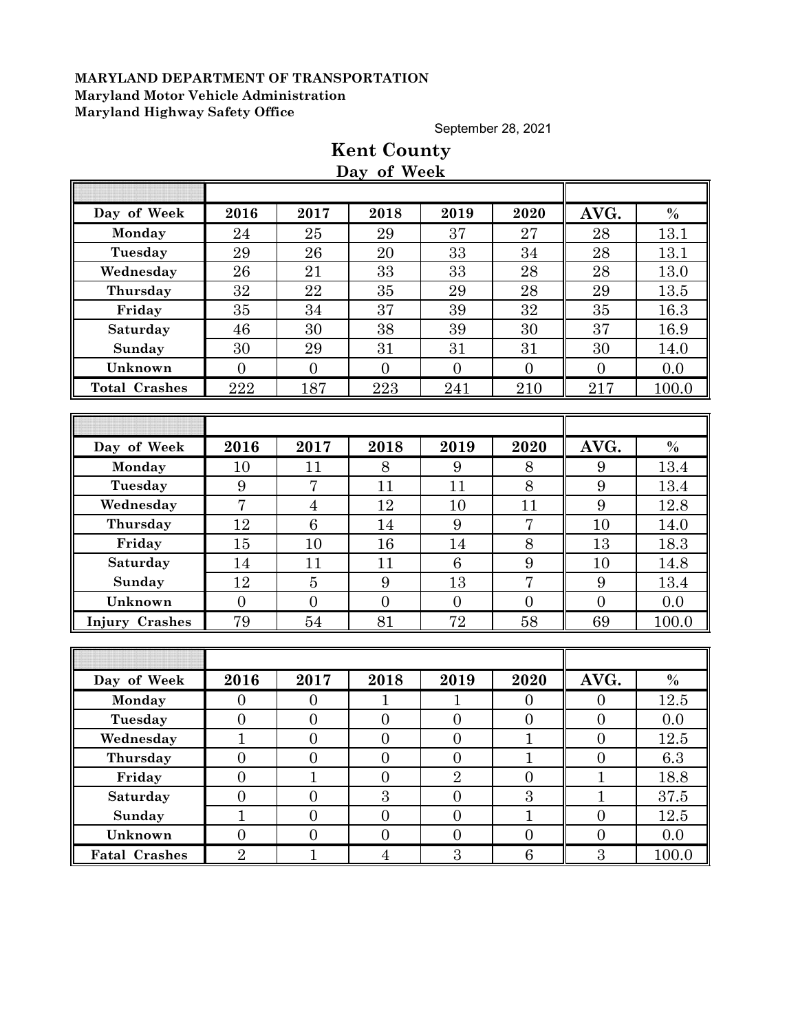**MARYLAND DEPARTMENT OF TRANSPORTATION**
**Maryland Motor Vehicle Administration**
**Maryland Highway Safety Office**

September 28, 2021

# Kent County

## Day of Week

| Day of Week | 2016 | 2017 | 2018 | 2019 | 2020 | AVG. | % |
|---|---|---|---|---|---|---|---|
| Monday | 24 | 25 | 29 | 37 | 27 | 28 | 13.1 |
| Tuesday | 29 | 26 | 20 | 33 | 34 | 28 | 13.1 |
| Wednesday | 26 | 21 | 33 | 33 | 28 | 28 | 13.0 |
| Thursday | 32 | 22 | 35 | 29 | 28 | 29 | 13.5 |
| Friday | 35 | 34 | 37 | 39 | 32 | 35 | 16.3 |
| Saturday | 46 | 30 | 38 | 39 | 30 | 37 | 16.9 |
| Sunday | 30 | 29 | 31 | 31 | 31 | 30 | 14.0 |
| Unknown | 0 | 0 | 0 | 0 | 0 | 0 | 0.0 |
| Total Crashes | 222 | 187 | 223 | 241 | 210 | 217 | 100.0 |

| Day of Week | 2016 | 2017 | 2018 | 2019 | 2020 | AVG. | % |
|---|---|---|---|---|---|---|---|
| Monday | 10 | 11 | 8 | 9 | 8 | 9 | 13.4 |
| Tuesday | 9 | 7 | 11 | 11 | 8 | 9 | 13.4 |
| Wednesday | 7 | 4 | 12 | 10 | 11 | 9 | 12.8 |
| Thursday | 12 | 6 | 14 | 9 | 7 | 10 | 14.0 |
| Friday | 15 | 10 | 16 | 14 | 8 | 13 | 18.3 |
| Saturday | 14 | 11 | 11 | 6 | 9 | 10 | 14.8 |
| Sunday | 12 | 5 | 9 | 13 | 7 | 9 | 13.4 |
| Unknown | 0 | 0 | 0 | 0 | 0 | 0 | 0.0 |
| Injury Crashes | 79 | 54 | 81 | 72 | 58 | 69 | 100.0 |

| Day of Week | 2016 | 2017 | 2018 | 2019 | 2020 | AVG. | % |
|---|---|---|---|---|---|---|---|
| Monday | 0 | 0 | 1 | 1 | 0 | 0 | 12.5 |
| Tuesday | 0 | 0 | 0 | 0 | 0 | 0 | 0.0 |
| Wednesday | 1 | 0 | 0 | 0 | 1 | 0 | 12.5 |
| Thursday | 0 | 0 | 0 | 0 | 1 | 0 | 6.3 |
| Friday | 0 | 1 | 0 | 2 | 0 | 1 | 18.8 |
| Saturday | 0 | 0 | 3 | 0 | 3 | 1 | 37.5 |
| Sunday | 1 | 0 | 0 | 0 | 1 | 0 | 12.5 |
| Unknown | 0 | 0 | 0 | 0 | 0 | 0 | 0.0 |
| Fatal Crashes | 2 | 1 | 4 | 3 | 6 | 3 | 100.0 |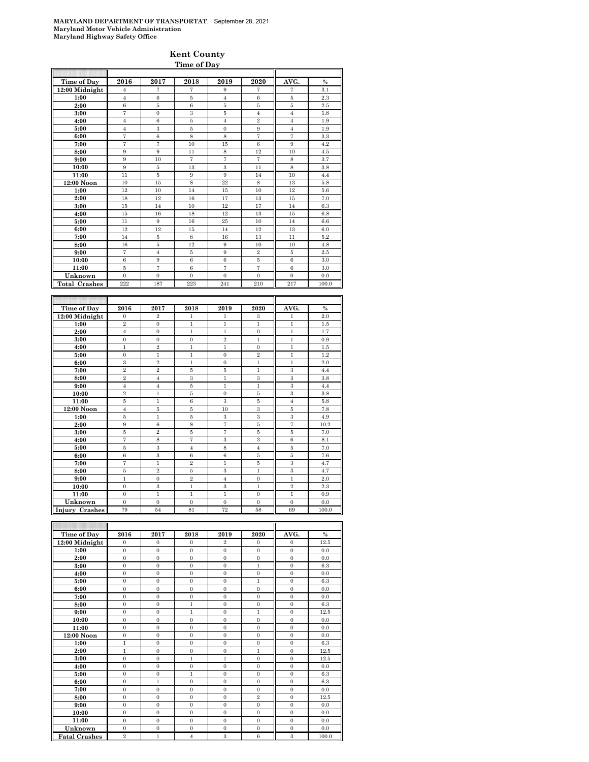MARYLAND DEPARTMENT OF TRANSPORTATION September 28, 2021
Maryland Motor Vehicle Administration
Maryland Highway Safety Office

# Kent County

## Time of Day

| Time of Day | 2016 | 2017 | 2018 | 2019 | 2020 | AVG. | % |
|---|---|---|---|---|---|---|---|
| 12:00 Midnight | 4 | 7 | 7 | 9 | 7 | 7 | 3.1 |
| 1:00 | 4 | 6 | 5 | 4 | 6 | 5 | 2.3 |
| 2:00 | 6 | 5 | 6 | 5 | 5 | 5 | 2.5 |
| 3:00 | 7 | 0 | 3 | 5 | 4 | 4 | 1.8 |
| 4:00 | 4 | 6 | 5 | 4 | 2 | 4 | 1.9 |
| 5:00 | 4 | 3 | 5 | 0 | 9 | 4 | 1.9 |
| 6:00 | 7 | 6 | 8 | 8 | 7 | 7 | 3.3 |
| 7:00 | 7 | 7 | 10 | 15 | 6 | 9 | 4.2 |
| 8:00 | 9 | 9 | 11 | 8 | 12 | 10 | 4.5 |
| 9:00 | 9 | 10 | 7 | 7 | 7 | 8 | 3.7 |
| 10:00 | 9 | 5 | 13 | 3 | 11 | 8 | 3.8 |
| 11:00 | 11 | 5 | 9 | 9 | 14 | 10 | 4.4 |
| 12:00 Noon | 10 | 15 | 8 | 22 | 8 | 13 | 5.8 |
| 1:00 | 12 | 10 | 14 | 15 | 10 | 12 | 5.6 |
| 2:00 | 18 | 12 | 16 | 17 | 13 | 15 | 7.0 |
| 3:00 | 15 | 14 | 10 | 12 | 17 | 14 | 6.3 |
| 4:00 | 15 | 16 | 18 | 12 | 13 | 15 | 6.8 |
| 5:00 | 11 | 9 | 16 | 25 | 10 | 14 | 6.6 |
| 6:00 | 12 | 12 | 15 | 14 | 12 | 13 | 6.0 |
| 7:00 | 14 | 5 | 8 | 16 | 13 | 11 | 5.2 |
| 8:00 | 16 | 5 | 12 | 9 | 10 | 10 | 4.8 |
| 9:00 | 7 | 4 | 5 | 9 | 2 | 5 | 2.5 |
| 10:00 | 6 | 9 | 6 | 6 | 5 | 6 | 3.0 |
| 11:00 | 5 | 7 | 6 | 7 | 7 | 6 | 3.0 |
| Unknown | 0 | 0 | 0 | 0 | 0 | 0 | 0.0 |
| Total Crashes | 222 | 187 | 223 | 241 | 210 | 217 | 100.0 |

| Time of Day | 2016 | 2017 | 2018 | 2019 | 2020 | AVG. | % |
|---|---|---|---|---|---|---|---|
| 12:00 Midnight | 0 | 2 | 1 | 1 | 3 | 1 | 2.0 |
| 1:00 | 2 | 0 | 1 | 1 | 1 | 1 | 1.5 |
| 2:00 | 4 | 0 | 1 | 1 | 0 | 1 | 1.7 |
| 3:00 | 0 | 0 | 0 | 2 | 1 | 1 | 0.9 |
| 4:00 | 1 | 2 | 1 | 1 | 0 | 1 | 1.5 |
| 5:00 | 0 | 1 | 1 | 0 | 2 | 1 | 1.2 |
| 6:00 | 3 | 2 | 1 | 0 | 1 | 1 | 2.0 |
| 7:00 | 2 | 2 | 5 | 5 | 1 | 3 | 4.4 |
| 8:00 | 2 | 4 | 3 | 1 | 3 | 3 | 3.8 |
| 9:00 | 4 | 4 | 5 | 1 | 1 | 3 | 4.4 |
| 10:00 | 2 | 1 | 5 | 0 | 5 | 3 | 3.8 |
| 11:00 | 5 | 1 | 6 | 3 | 5 | 4 | 5.8 |
| 12:00 Noon | 4 | 5 | 5 | 10 | 3 | 5 | 7.8 |
| 1:00 | 5 | 1 | 5 | 3 | 3 | 3 | 4.9 |
| 2:00 | 9 | 6 | 8 | 7 | 5 | 7 | 10.2 |
| 3:00 | 5 | 2 | 5 | 7 | 5 | 5 | 7.0 |
| 4:00 | 7 | 8 | 7 | 3 | 3 | 6 | 8.1 |
| 5:00 | 5 | 3 | 4 | 8 | 4 | 5 | 7.0 |
| 6:00 | 6 | 3 | 6 | 6 | 5 | 5 | 7.6 |
| 7:00 | 7 | 1 | 2 | 1 | 5 | 3 | 4.7 |
| 8:00 | 5 | 2 | 5 | 3 | 1 | 3 | 4.7 |
| 9:00 | 1 | 0 | 2 | 4 | 0 | 1 | 2.0 |
| 10:00 | 0 | 3 | 1 | 3 | 1 | 2 | 2.3 |
| 11:00 | 0 | 1 | 1 | 1 | 0 | 1 | 0.9 |
| Unknown | 0 | 0 | 0 | 0 | 0 | 0 | 0.0 |
| Injury Crashes | 79 | 54 | 81 | 72 | 58 | 69 | 100.0 |

| Time of Day | 2016 | 2017 | 2018 | 2019 | 2020 | AVG. | % |
|---|---|---|---|---|---|---|---|
| 12:00 Midnight | 0 | 0 | 0 | 2 | 0 | 0 | 12.5 |
| 1:00 | 0 | 0 | 0 | 0 | 0 | 0 | 0.0 |
| 2:00 | 0 | 0 | 0 | 0 | 0 | 0 | 0.0 |
| 3:00 | 0 | 0 | 0 | 0 | 1 | 0 | 6.3 |
| 4:00 | 0 | 0 | 0 | 0 | 0 | 0 | 0.0 |
| 5:00 | 0 | 0 | 0 | 0 | 1 | 0 | 6.3 |
| 6:00 | 0 | 0 | 0 | 0 | 0 | 0 | 0.0 |
| 7:00 | 0 | 0 | 0 | 0 | 0 | 0 | 0.0 |
| 8:00 | 0 | 0 | 1 | 0 | 0 | 0 | 6.3 |
| 9:00 | 0 | 0 | 1 | 0 | 1 | 0 | 12.5 |
| 10:00 | 0 | 0 | 0 | 0 | 0 | 0 | 0.0 |
| 11:00 | 0 | 0 | 0 | 0 | 0 | 0 | 0.0 |
| 12:00 Noon | 0 | 0 | 0 | 0 | 0 | 0 | 0.0 |
| 1:00 | 1 | 0 | 0 | 0 | 0 | 0 | 6.3 |
| 2:00 | 1 | 0 | 0 | 0 | 1 | 0 | 12.5 |
| 3:00 | 0 | 0 | 1 | 1 | 0 | 0 | 12.5 |
| 4:00 | 0 | 0 | 0 | 0 | 0 | 0 | 0.0 |
| 5:00 | 0 | 0 | 1 | 0 | 0 | 0 | 6.3 |
| 6:00 | 0 | 1 | 0 | 0 | 0 | 0 | 6.3 |
| 7:00 | 0 | 0 | 0 | 0 | 0 | 0 | 0.0 |
| 8:00 | 0 | 0 | 0 | 0 | 2 | 0 | 12.5 |
| 9:00 | 0 | 0 | 0 | 0 | 0 | 0 | 0.0 |
| 10:00 | 0 | 0 | 0 | 0 | 0 | 0 | 0.0 |
| 11:00 | 0 | 0 | 0 | 0 | 0 | 0 | 0.0 |
| Unknown | 0 | 0 | 0 | 0 | 0 | 0 | 0.0 |
| Fatal Crashes | 2 | 1 | 4 | 3 | 6 | 3 | 100.0 |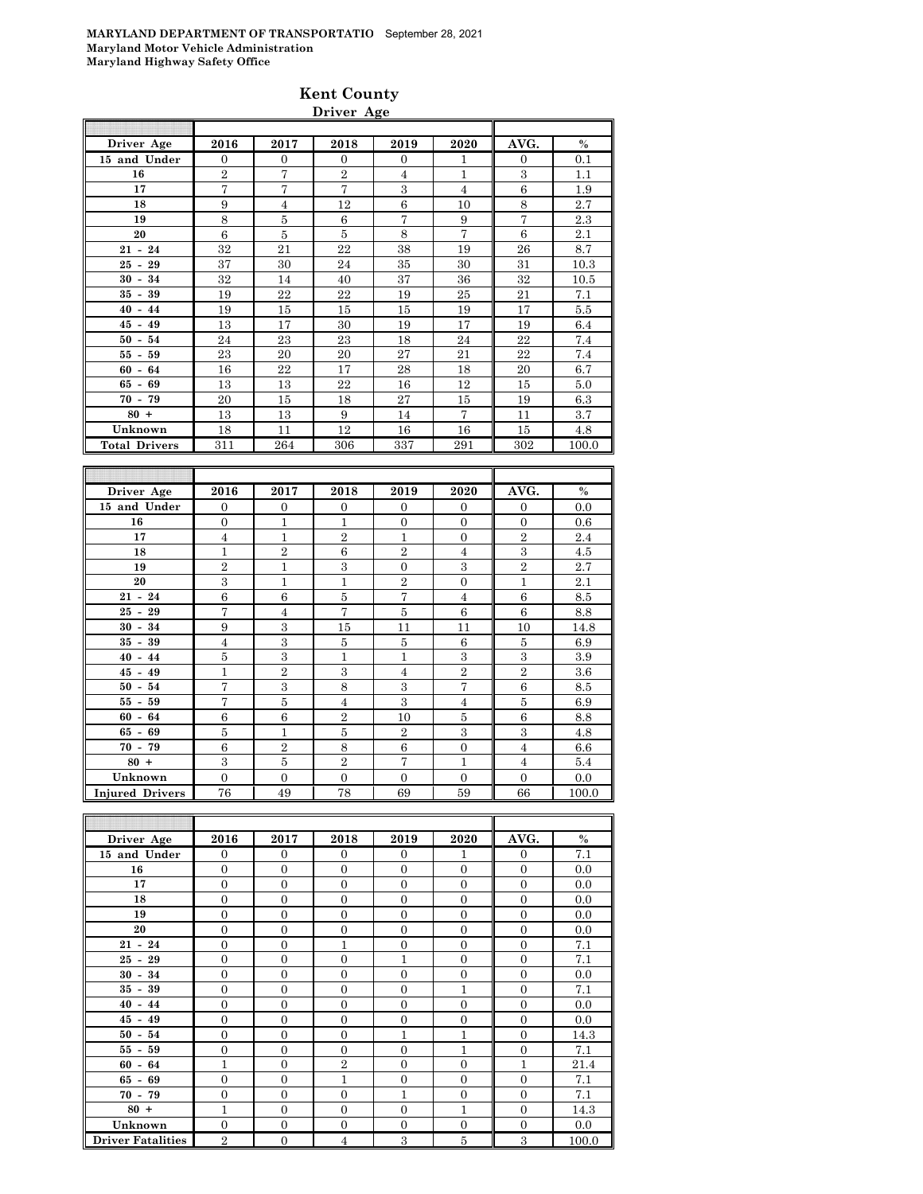**MARYLAND DEPARTMENT OF TRANSPORTATIO** September 28, 2021
**Maryland Motor Vehicle Administration**
**Maryland Highway Safety Office**

# Kent County

## Driver Age

| Driver Age | 2016 | 2017 | 2018 | 2019 | 2020 | AVG. | % |
|---|---|---|---|---|---|---|---|
| 15 and Under | 0 | 0 | 0 | 0 | 1 | 0 | 0.1 |
| 16 | 2 | 7 | 2 | 4 | 1 | 3 | 1.1 |
| 17 | 7 | 7 | 7 | 3 | 4 | 6 | 1.9 |
| 18 | 9 | 4 | 12 | 6 | 10 | 8 | 2.7 |
| 19 | 8 | 5 | 6 | 7 | 9 | 7 | 2.3 |
| 20 | 6 | 5 | 5 | 8 | 7 | 6 | 2.1 |
| 21 - 24 | 32 | 21 | 22 | 38 | 19 | 26 | 8.7 |
| 25 - 29 | 37 | 30 | 24 | 35 | 30 | 31 | 10.3 |
| 30 - 34 | 32 | 14 | 40 | 37 | 36 | 32 | 10.5 |
| 35 - 39 | 19 | 22 | 22 | 19 | 25 | 21 | 7.1 |
| 40 - 44 | 19 | 15 | 15 | 15 | 19 | 17 | 5.5 |
| 45 - 49 | 13 | 17 | 30 | 19 | 17 | 19 | 6.4 |
| 50 - 54 | 24 | 23 | 23 | 18 | 24 | 22 | 7.4 |
| 55 - 59 | 23 | 20 | 20 | 27 | 21 | 22 | 7.4 |
| 60 - 64 | 16 | 22 | 17 | 28 | 18 | 20 | 6.7 |
| 65 - 69 | 13 | 13 | 22 | 16 | 12 | 15 | 5.0 |
| 70 - 79 | 20 | 15 | 18 | 27 | 15 | 19 | 6.3 |
| 80 + | 13 | 13 | 9 | 14 | 7 | 11 | 3.7 |
| Unknown | 18 | 11 | 12 | 16 | 16 | 15 | 4.8 |
| Total Drivers | 311 | 264 | 306 | 337 | 291 | 302 | 100.0 |

| Driver Age | 2016 | 2017 | 2018 | 2019 | 2020 | AVG. | % |
|---|---|---|---|---|---|---|---|
| 15 and Under | 0 | 0 | 0 | 0 | 0 | 0 | 0.0 |
| 16 | 0 | 1 | 1 | 0 | 0 | 0 | 0.6 |
| 17 | 4 | 1 | 2 | 1 | 0 | 2 | 2.4 |
| 18 | 1 | 2 | 6 | 2 | 4 | 3 | 4.5 |
| 19 | 2 | 1 | 3 | 0 | 3 | 2 | 2.7 |
| 20 | 3 | 1 | 1 | 2 | 0 | 1 | 2.1 |
| 21 - 24 | 6 | 6 | 5 | 7 | 4 | 6 | 8.5 |
| 25 - 29 | 7 | 4 | 7 | 5 | 6 | 6 | 8.8 |
| 30 - 34 | 9 | 3 | 15 | 11 | 11 | 10 | 14.8 |
| 35 - 39 | 4 | 3 | 5 | 5 | 6 | 5 | 6.9 |
| 40 - 44 | 5 | 3 | 1 | 1 | 3 | 3 | 3.9 |
| 45 - 49 | 1 | 2 | 3 | 4 | 2 | 2 | 3.6 |
| 50 - 54 | 7 | 3 | 8 | 3 | 7 | 6 | 8.5 |
| 55 - 59 | 7 | 5 | 4 | 3 | 4 | 5 | 6.9 |
| 60 - 64 | 6 | 6 | 2 | 10 | 5 | 6 | 8.8 |
| 65 - 69 | 5 | 1 | 5 | 2 | 3 | 3 | 4.8 |
| 70 - 79 | 6 | 2 | 8 | 6 | 0 | 4 | 6.6 |
| 80 + | 3 | 5 | 2 | 7 | 1 | 4 | 5.4 |
| Unknown | 0 | 0 | 0 | 0 | 0 | 0 | 0.0 |
| Injured Drivers | 76 | 49 | 78 | 69 | 59 | 66 | 100.0 |

| Driver Age | 2016 | 2017 | 2018 | 2019 | 2020 | AVG. | % |
|---|---|---|---|---|---|---|---|
| 15 and Under | 0 | 0 | 0 | 0 | 1 | 0 | 7.1 |
| 16 | 0 | 0 | 0 | 0 | 0 | 0 | 0.0 |
| 17 | 0 | 0 | 0 | 0 | 0 | 0 | 0.0 |
| 18 | 0 | 0 | 0 | 0 | 0 | 0 | 0.0 |
| 19 | 0 | 0 | 0 | 0 | 0 | 0 | 0.0 |
| 20 | 0 | 0 | 0 | 0 | 0 | 0 | 0.0 |
| 21 - 24 | 0 | 0 | 1 | 0 | 0 | 0 | 7.1 |
| 25 - 29 | 0 | 0 | 0 | 1 | 0 | 0 | 7.1 |
| 30 - 34 | 0 | 0 | 0 | 0 | 0 | 0 | 0.0 |
| 35 - 39 | 0 | 0 | 0 | 0 | 1 | 0 | 7.1 |
| 40 - 44 | 0 | 0 | 0 | 0 | 0 | 0 | 0.0 |
| 45 - 49 | 0 | 0 | 0 | 0 | 0 | 0 | 0.0 |
| 50 - 54 | 0 | 0 | 0 | 1 | 1 | 0 | 14.3 |
| 55 - 59 | 0 | 0 | 0 | 0 | 1 | 0 | 7.1 |
| 60 - 64 | 1 | 0 | 2 | 0 | 0 | 1 | 21.4 |
| 65 - 69 | 0 | 0 | 1 | 0 | 0 | 0 | 7.1 |
| 70 - 79 | 0 | 0 | 0 | 1 | 0 | 0 | 7.1 |
| 80 + | 1 | 0 | 0 | 0 | 1 | 0 | 14.3 |
| Unknown | 0 | 0 | 0 | 0 | 0 | 0 | 0.0 |
| Driver Fatalities | 2 | 0 | 4 | 3 | 5 | 3 | 100.0 |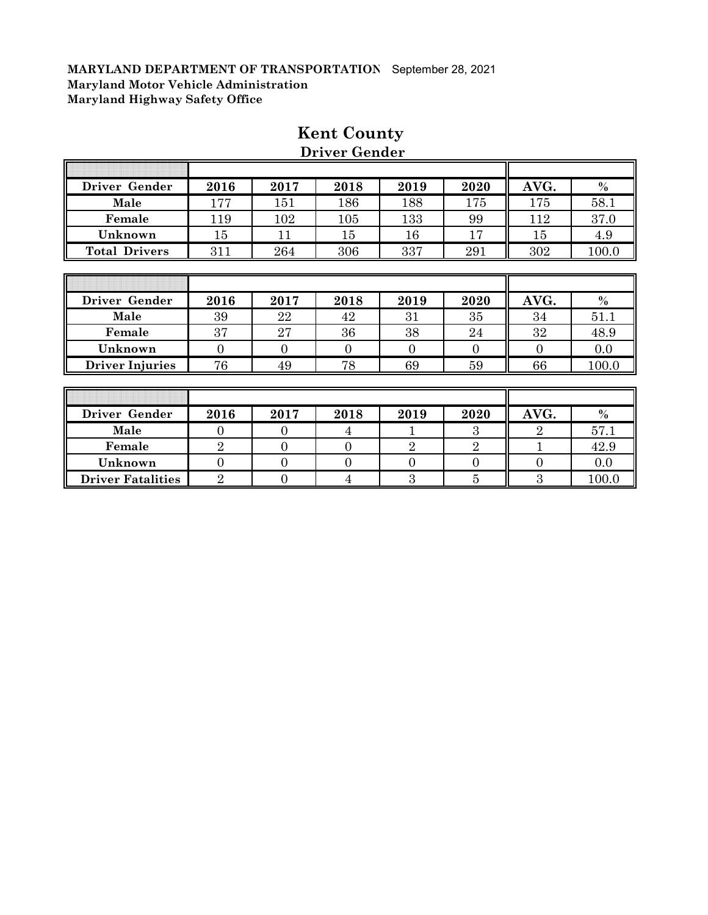**MARYLAND DEPARTMENT OF TRANSPORTATION** September 28, 2021
**Maryland Motor Vehicle Administration**
**Maryland Highway Safety Office**

# Kent County

## Driver Gender

| Driver Gender | 2016 | 2017 | 2018 | 2019 | 2020 | AVG. | % |
|---|---|---|---|---|---|---|---|
| **Male** | 177 | 151 | 186 | 188 | 175 | 175 | 58.1 |
| **Female** | 119 | 102 | 105 | 133 | 99 | 112 | 37.0 |
| **Unknown** | 15 | 11 | 15 | 16 | 17 | 15 | 4.9 |
| **Total Drivers** | 311 | 264 | 306 | 337 | 291 | 302 | 100.0 |

| Driver Gender | 2016 | 2017 | 2018 | 2019 | 2020 | AVG. | % |
|---|---|---|---|---|---|---|---|
| **Male** | 39 | 22 | 42 | 31 | 35 | 34 | 51.1 |
| **Female** | 37 | 27 | 36 | 38 | 24 | 32 | 48.9 |
| **Unknown** | 0 | 0 | 0 | 0 | 0 | 0 | 0.0 |
| **Driver Injuries** | 76 | 49 | 78 | 69 | 59 | 66 | 100.0 |

| Driver Gender | 2016 | 2017 | 2018 | 2019 | 2020 | AVG. | % |
|---|---|---|---|---|---|---|---|
| **Male** | 0 | 0 | 4 | 1 | 3 | 2 | 57.1 |
| **Female** | 2 | 0 | 0 | 2 | 2 | 1 | 42.9 |
| **Unknown** | 0 | 0 | 0 | 0 | 0 | 0 | 0.0 |
| **Driver Fatalities** | 2 | 0 | 4 | 3 | 5 | 3 | 100.0 |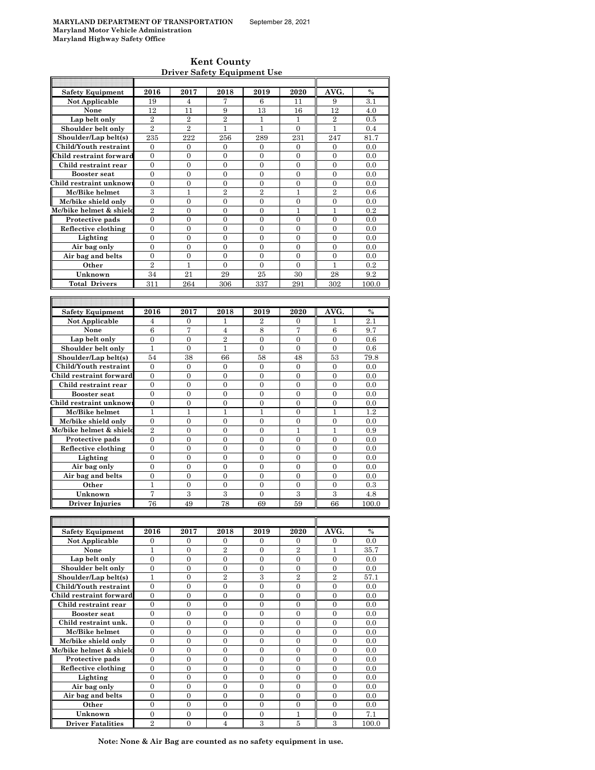**MARYLAND DEPARTMENT OF TRANSPORTATION** September 28, 2021
**Maryland Motor Vehicle Administration**
**Maryland Highway Safety Office**

## Kent County
### Driver Safety Equipment Use

| Safety Equipment | 2016 | 2017 | 2018 | 2019 | 2020 | AVG. | % |
|---|---|---|---|---|---|---|---|
| Not Applicable | 19 | 4 | 7 | 6 | 11 | 9 | 3.1 |
| None | 12 | 11 | 9 | 13 | 16 | 12 | 4.0 |
| Lap belt only | 2 | 2 | 2 | 1 | 1 | 2 | 0.5 |
| Shoulder belt only | 2 | 2 | 1 | 1 | 0 | 1 | 0.4 |
| Shoulder/Lap belt(s) | 235 | 222 | 256 | 289 | 231 | 247 | 81.7 |
| Child/Youth restraint | 0 | 0 | 0 | 0 | 0 | 0 | 0.0 |
| Child restraint forward | 0 | 0 | 0 | 0 | 0 | 0 | 0.0 |
| Child restraint rear | 0 | 0 | 0 | 0 | 0 | 0 | 0.0 |
| Booster seat | 0 | 0 | 0 | 0 | 0 | 0 | 0.0 |
| Child restraint unknown | 0 | 0 | 0 | 0 | 0 | 0 | 0.0 |
| Mc/Bike helmet | 3 | 1 | 2 | 2 | 1 | 2 | 0.6 |
| Mc/bike shield only | 0 | 0 | 0 | 0 | 0 | 0 | 0.0 |
| Mc/bike helmet & shield | 2 | 0 | 0 | 0 | 1 | 1 | 0.2 |
| Protective pads | 0 | 0 | 0 | 0 | 0 | 0 | 0.0 |
| Reflective clothing | 0 | 0 | 0 | 0 | 0 | 0 | 0.0 |
| Lighting | 0 | 0 | 0 | 0 | 0 | 0 | 0.0 |
| Air bag only | 0 | 0 | 0 | 0 | 0 | 0 | 0.0 |
| Air bag and belts | 0 | 0 | 0 | 0 | 0 | 0 | 0.0 |
| Other | 2 | 1 | 0 | 0 | 0 | 1 | 0.2 |
| Unknown | 34 | 21 | 29 | 25 | 30 | 28 | 9.2 |
| Total Drivers | 311 | 264 | 306 | 337 | 291 | 302 | 100.0 |

| Safety Equipment | 2016 | 2017 | 2018 | 2019 | 2020 | AVG. | % |
|---|---|---|---|---|---|---|---|
| Not Applicable | 4 | 0 | 1 | 2 | 0 | 1 | 2.1 |
| None | 6 | 7 | 4 | 8 | 7 | 6 | 9.7 |
| Lap belt only | 0 | 0 | 2 | 0 | 0 | 0 | 0.6 |
| Shoulder belt only | 1 | 0 | 1 | 0 | 0 | 0 | 0.6 |
| Shoulder/Lap belt(s) | 54 | 38 | 66 | 58 | 48 | 53 | 79.8 |
| Child/Youth restraint | 0 | 0 | 0 | 0 | 0 | 0 | 0.0 |
| Child restraint forward | 0 | 0 | 0 | 0 | 0 | 0 | 0.0 |
| Child restraint rear | 0 | 0 | 0 | 0 | 0 | 0 | 0.0 |
| Booster seat | 0 | 0 | 0 | 0 | 0 | 0 | 0.0 |
| Child restraint unknown | 0 | 0 | 0 | 0 | 0 | 0 | 0.0 |
| Mc/Bike helmet | 1 | 1 | 1 | 1 | 0 | 1 | 1.2 |
| Mc/bike shield only | 0 | 0 | 0 | 0 | 0 | 0 | 0.0 |
| Mc/bike helmet & shield | 2 | 0 | 0 | 0 | 1 | 1 | 0.9 |
| Protective pads | 0 | 0 | 0 | 0 | 0 | 0 | 0.0 |
| Reflective clothing | 0 | 0 | 0 | 0 | 0 | 0 | 0.0 |
| Lighting | 0 | 0 | 0 | 0 | 0 | 0 | 0.0 |
| Air bag only | 0 | 0 | 0 | 0 | 0 | 0 | 0.0 |
| Air bag and belts | 0 | 0 | 0 | 0 | 0 | 0 | 0.0 |
| Other | 1 | 0 | 0 | 0 | 0 | 0 | 0.3 |
| Unknown | 7 | 3 | 3 | 0 | 3 | 3 | 4.8 |
| Driver Injuries | 76 | 49 | 78 | 69 | 59 | 66 | 100.0 |

| Safety Equipment | 2016 | 2017 | 2018 | 2019 | 2020 | AVG. | % |
|---|---|---|---|---|---|---|---|
| Not Applicable | 0 | 0 | 0 | 0 | 0 | 0 | 0.0 |
| None | 1 | 0 | 2 | 0 | 2 | 1 | 35.7 |
| Lap belt only | 0 | 0 | 0 | 0 | 0 | 0 | 0.0 |
| Shoulder belt only | 0 | 0 | 0 | 0 | 0 | 0 | 0.0 |
| Shoulder/Lap belt(s) | 1 | 0 | 2 | 3 | 2 | 2 | 57.1 |
| Child/Youth restraint | 0 | 0 | 0 | 0 | 0 | 0 | 0.0 |
| Child restraint forward | 0 | 0 | 0 | 0 | 0 | 0 | 0.0 |
| Child restraint rear | 0 | 0 | 0 | 0 | 0 | 0 | 0.0 |
| Booster seat | 0 | 0 | 0 | 0 | 0 | 0 | 0.0 |
| Child restraint unk. | 0 | 0 | 0 | 0 | 0 | 0 | 0.0 |
| Mc/Bike helmet | 0 | 0 | 0 | 0 | 0 | 0 | 0.0 |
| Mc/bike shield only | 0 | 0 | 0 | 0 | 0 | 0 | 0.0 |
| Mc/bike helmet & shield | 0 | 0 | 0 | 0 | 0 | 0 | 0.0 |
| Protective pads | 0 | 0 | 0 | 0 | 0 | 0 | 0.0 |
| Reflective clothing | 0 | 0 | 0 | 0 | 0 | 0 | 0.0 |
| Lighting | 0 | 0 | 0 | 0 | 0 | 0 | 0.0 |
| Air bag only | 0 | 0 | 0 | 0 | 0 | 0 | 0.0 |
| Air bag and belts | 0 | 0 | 0 | 0 | 0 | 0 | 0.0 |
| Other | 0 | 0 | 0 | 0 | 0 | 0 | 0.0 |
| Unknown | 0 | 0 | 0 | 0 | 1 | 0 | 7.1 |
| Driver Fatalities | 2 | 0 | 4 | 3 | 5 | 3 | 100.0 |

**Note: None & Air Bag are counted as no safety equipment in use.**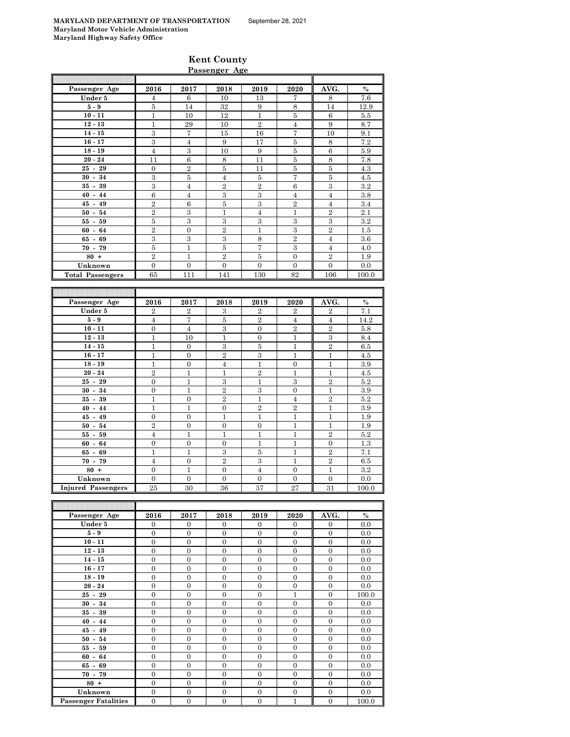**MARYLAND DEPARTMENT OF TRANSPORTATION** September 28, 2021
**Maryland Motor Vehicle Administration**
**Maryland Highway Safety Office**

# Kent County

## Passenger Age

| Passenger Age | 2016 | 2017 | 2018 | 2019 | 2020 | AVG. | % |
|---|---|---|---|---|---|---|---|
| Under 5 | 4 | 6 | 10 | 13 | 7 | 8 | 7.6 |
| 5 - 9 | 5 | 14 | 32 | 9 | 8 | 14 | 12.9 |
| 10 - 11 | 1 | 10 | 12 | 1 | 5 | 6 | 5.5 |
| 12 - 13 | 1 | 29 | 10 | 2 | 4 | 9 | 8.7 |
| 14 - 15 | 3 | 7 | 15 | 16 | 7 | 10 | 9.1 |
| 16 - 17 | 3 | 4 | 9 | 17 | 5 | 8 | 7.2 |
| 18 - 19 | 4 | 3 | 10 | 9 | 5 | 6 | 5.9 |
| 20 - 24 | 11 | 6 | 8 | 11 | 5 | 8 | 7.8 |
| 25 - 29 | 0 | 2 | 5 | 11 | 5 | 5 | 4.3 |
| 30 - 34 | 3 | 5 | 4 | 5 | 7 | 5 | 4.5 |
| 35 - 39 | 3 | 4 | 2 | 2 | 6 | 3 | 3.2 |
| 40 - 44 | 6 | 4 | 3 | 3 | 4 | 4 | 3.8 |
| 45 - 49 | 2 | 6 | 5 | 3 | 2 | 4 | 3.4 |
| 50 - 54 | 2 | 3 | 1 | 4 | 1 | 2 | 2.1 |
| 55 - 59 | 5 | 3 | 3 | 3 | 3 | 3 | 3.2 |
| 60 - 64 | 2 | 0 | 2 | 1 | 3 | 2 | 1.5 |
| 65 - 69 | 3 | 3 | 3 | 8 | 2 | 4 | 3.6 |
| 70 - 79 | 5 | 1 | 5 | 7 | 3 | 4 | 4.0 |
| 80 + | 2 | 1 | 2 | 5 | 0 | 2 | 1.9 |
| Unknown | 0 | 0 | 0 | 0 | 0 | 0 | 0.0 |
| **Total Passengers** | 65 | 111 | 141 | 130 | 82 | 106 | 100.0 |

| Passenger Age | 2016 | 2017 | 2018 | 2019 | 2020 | AVG. | % |
|---|---|---|---|---|---|---|---|
| Under 5 | 2 | 2 | 3 | 2 | 2 | 2 | 7.1 |
| 5 - 9 | 4 | 7 | 5 | 2 | 4 | 4 | 14.2 |
| 10 - 11 | 0 | 4 | 3 | 0 | 2 | 2 | 5.8 |
| 12 - 13 | 1 | 10 | 1 | 0 | 1 | 3 | 8.4 |
| 14 - 15 | 1 | 0 | 3 | 5 | 1 | 2 | 6.5 |
| 16 - 17 | 1 | 0 | 2 | 3 | 1 | 1 | 4.5 |
| 18 - 19 | 1 | 0 | 4 | 1 | 0 | 1 | 3.9 |
| 20 - 24 | 2 | 1 | 1 | 2 | 1 | 1 | 4.5 |
| 25 - 29 | 0 | 1 | 3 | 1 | 3 | 2 | 5.2 |
| 30 - 34 | 0 | 1 | 2 | 3 | 0 | 1 | 3.9 |
| 35 - 39 | 1 | 0 | 2 | 1 | 4 | 2 | 5.2 |
| 40 - 44 | 1 | 1 | 0 | 2 | 2 | 1 | 3.9 |
| 45 - 49 | 0 | 0 | 1 | 1 | 1 | 1 | 1.9 |
| 50 - 54 | 2 | 0 | 0 | 0 | 1 | 1 | 1.9 |
| 55 - 59 | 4 | 1 | 1 | 1 | 1 | 2 | 5.2 |
| 60 - 64 | 0 | 0 | 0 | 1 | 1 | 0 | 1.3 |
| 65 - 69 | 1 | 1 | 3 | 5 | 1 | 2 | 7.1 |
| 70 - 79 | 4 | 0 | 2 | 3 | 1 | 2 | 6.5 |
| 80 + | 0 | 1 | 0 | 4 | 0 | 1 | 3.2 |
| Unknown | 0 | 0 | 0 | 0 | 0 | 0 | 0.0 |
| **Injured Passengers** | 25 | 30 | 36 | 37 | 27 | 31 | 100.0 |

| Passenger Age | 2016 | 2017 | 2018 | 2019 | 2020 | AVG. | % |
|---|---|---|---|---|---|---|---|
| Under 5 | 0 | 0 | 0 | 0 | 0 | 0 | 0.0 |
| 5 - 9 | 0 | 0 | 0 | 0 | 0 | 0 | 0.0 |
| 10 - 11 | 0 | 0 | 0 | 0 | 0 | 0 | 0.0 |
| 12 - 13 | 0 | 0 | 0 | 0 | 0 | 0 | 0.0 |
| 14 - 15 | 0 | 0 | 0 | 0 | 0 | 0 | 0.0 |
| 16 - 17 | 0 | 0 | 0 | 0 | 0 | 0 | 0.0 |
| 18 - 19 | 0 | 0 | 0 | 0 | 0 | 0 | 0.0 |
| 20 - 24 | 0 | 0 | 0 | 0 | 0 | 0 | 0.0 |
| 25 - 29 | 0 | 0 | 0 | 0 | 1 | 0 | 100.0 |
| 30 - 34 | 0 | 0 | 0 | 0 | 0 | 0 | 0.0 |
| 35 - 39 | 0 | 0 | 0 | 0 | 0 | 0 | 0.0 |
| 40 - 44 | 0 | 0 | 0 | 0 | 0 | 0 | 0.0 |
| 45 - 49 | 0 | 0 | 0 | 0 | 0 | 0 | 0.0 |
| 50 - 54 | 0 | 0 | 0 | 0 | 0 | 0 | 0.0 |
| 55 - 59 | 0 | 0 | 0 | 0 | 0 | 0 | 0.0 |
| 60 - 64 | 0 | 0 | 0 | 0 | 0 | 0 | 0.0 |
| 65 - 69 | 0 | 0 | 0 | 0 | 0 | 0 | 0.0 |
| 70 - 79 | 0 | 0 | 0 | 0 | 0 | 0 | 0.0 |
| 80 + | 0 | 0 | 0 | 0 | 0 | 0 | 0.0 |
| Unknown | 0 | 0 | 0 | 0 | 0 | 0 | 0.0 |
| **Passenger Fatalities** | 0 | 0 | 0 | 0 | 1 | 0 | 100.0 |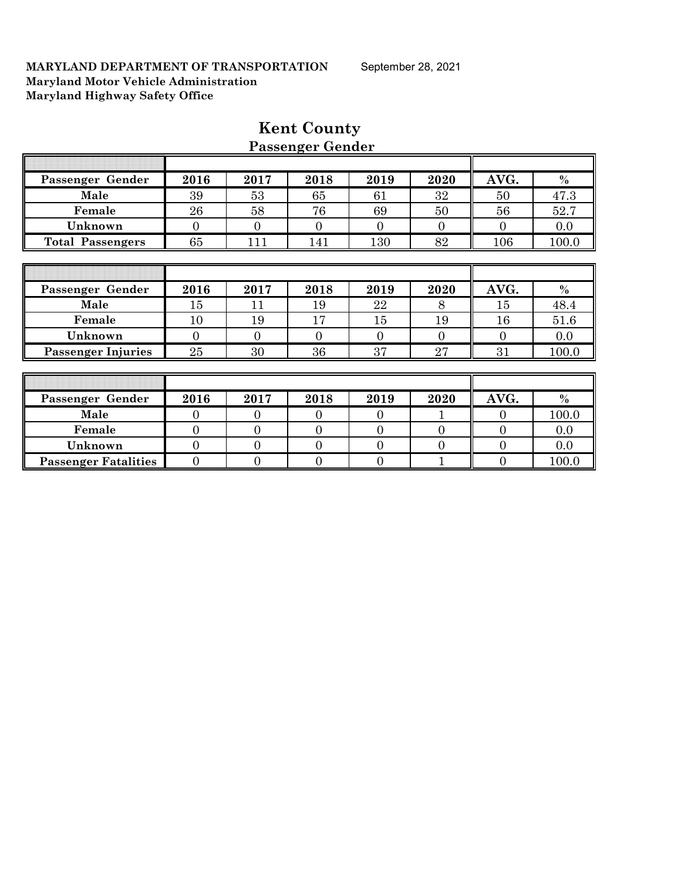**MARYLAND DEPARTMENT OF TRANSPORTATION** September 28, 2021
**Maryland Motor Vehicle Administration**
**Maryland Highway Safety Office**

# Kent County

## Passenger Gender

| Passenger Gender | 2016 | 2017 | 2018 | 2019 | 2020 | AVG. | % |
|---|---|---|---|---|---|---|---|
| Male | 39 | 53 | 65 | 61 | 32 | 50 | 47.3 |
| Female | 26 | 58 | 76 | 69 | 50 | 56 | 52.7 |
| Unknown | 0 | 0 | 0 | 0 | 0 | 0 | 0.0 |
| Total Passengers | 65 | 111 | 141 | 130 | 82 | 106 | 100.0 |

| Passenger Gender | 2016 | 2017 | 2018 | 2019 | 2020 | AVG. | % |
|---|---|---|---|---|---|---|---|
| Male | 15 | 11 | 19 | 22 | 8 | 15 | 48.4 |
| Female | 10 | 19 | 17 | 15 | 19 | 16 | 51.6 |
| Unknown | 0 | 0 | 0 | 0 | 0 | 0 | 0.0 |
| Passenger Injuries | 25 | 30 | 36 | 37 | 27 | 31 | 100.0 |

| Passenger Gender | 2016 | 2017 | 2018 | 2019 | 2020 | AVG. | % |
|---|---|---|---|---|---|---|---|
| Male | 0 | 0 | 0 | 0 | 1 | 0 | 100.0 |
| Female | 0 | 0 | 0 | 0 | 0 | 0 | 0.0 |
| Unknown | 0 | 0 | 0 | 0 | 0 | 0 | 0.0 |
| Passenger Fatalities | 0 | 0 | 0 | 0 | 1 | 0 | 100.0 |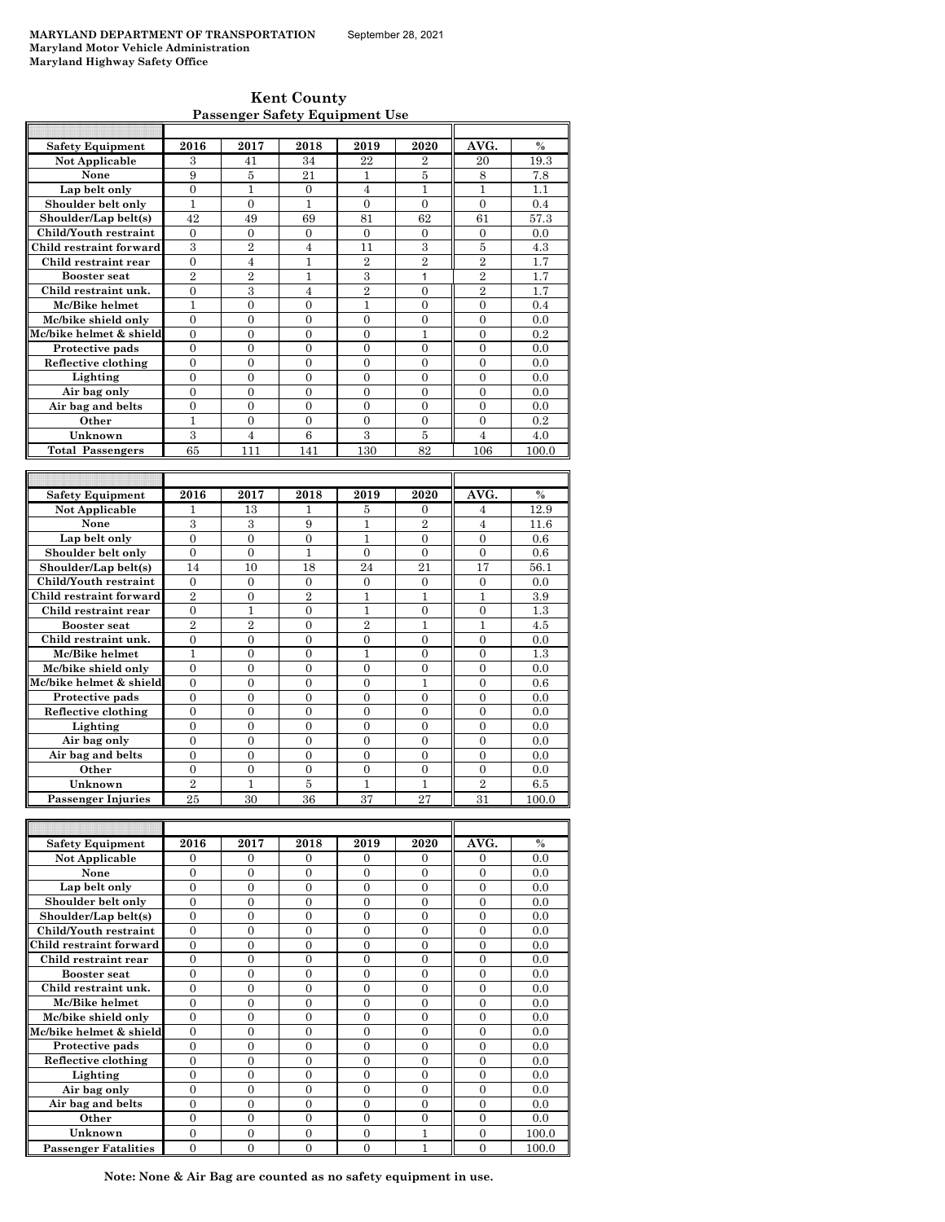**MARYLAND DEPARTMENT OF TRANSPORTATION** September 28, 2021
**Maryland Motor Vehicle Administration**
**Maryland Highway Safety Office**

## Kent County
### Passenger Safety Equipment Use

| Safety Equipment | 2016 | 2017 | 2018 | 2019 | 2020 | AVG. | % |
|---|---|---|---|---|---|---|---|
| Not Applicable | 3 | 41 | 34 | 22 | 2 | 20 | 19.3 |
| None | 9 | 5 | 21 | 1 | 5 | 8 | 7.8 |
| Lap belt only | 0 | 1 | 0 | 4 | 1 | 1 | 1.1 |
| Shoulder belt only | 1 | 0 | 1 | 0 | 0 | 0 | 0.4 |
| Shoulder/Lap belt(s) | 42 | 49 | 69 | 81 | 62 | 61 | 57.3 |
| Child/Youth restraint | 0 | 0 | 0 | 0 | 0 | 0 | 0.0 |
| Child restraint forward | 3 | 2 | 4 | 11 | 3 | 5 | 4.3 |
| Child restraint rear | 0 | 4 | 1 | 2 | 2 | 2 | 1.7 |
| Booster seat | 2 | 2 | 1 | 3 | 1 | 2 | 1.7 |
| Child restraint unk. | 0 | 3 | 4 | 2 | 0 | 2 | 1.7 |
| Mc/Bike helmet | 1 | 0 | 0 | 1 | 0 | 0 | 0.4 |
| Mc/bike shield only | 0 | 0 | 0 | 0 | 0 | 0 | 0.0 |
| Mc/bike helmet & shield | 0 | 0 | 0 | 0 | 1 | 0 | 0.2 |
| Protective pads | 0 | 0 | 0 | 0 | 0 | 0 | 0.0 |
| Reflective clothing | 0 | 0 | 0 | 0 | 0 | 0 | 0.0 |
| Lighting | 0 | 0 | 0 | 0 | 0 | 0 | 0.0 |
| Air bag only | 0 | 0 | 0 | 0 | 0 | 0 | 0.0 |
| Air bag and belts | 0 | 0 | 0 | 0 | 0 | 0 | 0.0 |
| Other | 1 | 0 | 0 | 0 | 0 | 0 | 0.2 |
| Unknown | 3 | 4 | 6 | 3 | 5 | 4 | 4.0 |
| **Total Passengers** | 65 | 111 | 141 | 130 | 82 | 106 | 100.0 |

| Safety Equipment | 2016 | 2017 | 2018 | 2019 | 2020 | AVG. | % |
|---|---|---|---|---|---|---|---|
| Not Applicable | 1 | 13 | 1 | 5 | 0 | 4 | 12.9 |
| None | 3 | 3 | 9 | 1 | 2 | 4 | 11.6 |
| Lap belt only | 0 | 0 | 0 | 1 | 0 | 0 | 0.6 |
| Shoulder belt only | 0 | 0 | 1 | 0 | 0 | 0 | 0.6 |
| Shoulder/Lap belt(s) | 14 | 10 | 18 | 24 | 21 | 17 | 56.1 |
| Child/Youth restraint | 0 | 0 | 0 | 0 | 0 | 0 | 0.0 |
| Child restraint forward | 2 | 0 | 2 | 1 | 1 | 1 | 3.9 |
| Child restraint rear | 0 | 1 | 0 | 1 | 0 | 0 | 1.3 |
| Booster seat | 2 | 2 | 0 | 2 | 1 | 1 | 4.5 |
| Child restraint unk. | 0 | 0 | 0 | 0 | 0 | 0 | 0.0 |
| Mc/Bike helmet | 1 | 0 | 0 | 1 | 0 | 0 | 1.3 |
| Mc/bike shield only | 0 | 0 | 0 | 0 | 0 | 0 | 0.0 |
| Mc/bike helmet & shield | 0 | 0 | 0 | 0 | 1 | 0 | 0.6 |
| Protective pads | 0 | 0 | 0 | 0 | 0 | 0 | 0.0 |
| Reflective clothing | 0 | 0 | 0 | 0 | 0 | 0 | 0.0 |
| Lighting | 0 | 0 | 0 | 0 | 0 | 0 | 0.0 |
| Air bag only | 0 | 0 | 0 | 0 | 0 | 0 | 0.0 |
| Air bag and belts | 0 | 0 | 0 | 0 | 0 | 0 | 0.0 |
| Other | 0 | 0 | 0 | 0 | 0 | 0 | 0.0 |
| Unknown | 2 | 1 | 5 | 1 | 1 | 2 | 6.5 |
| **Passenger Injuries** | 25 | 30 | 36 | 37 | 27 | 31 | 100.0 |

| Safety Equipment | 2016 | 2017 | 2018 | 2019 | 2020 | AVG. | % |
|---|---|---|---|---|---|---|---|
| Not Applicable | 0 | 0 | 0 | 0 | 0 | 0 | 0.0 |
| None | 0 | 0 | 0 | 0 | 0 | 0 | 0.0 |
| Lap belt only | 0 | 0 | 0 | 0 | 0 | 0 | 0.0 |
| Shoulder belt only | 0 | 0 | 0 | 0 | 0 | 0 | 0.0 |
| Shoulder/Lap belt(s) | 0 | 0 | 0 | 0 | 0 | 0 | 0.0 |
| Child/Youth restraint | 0 | 0 | 0 | 0 | 0 | 0 | 0.0 |
| Child restraint forward | 0 | 0 | 0 | 0 | 0 | 0 | 0.0 |
| Child restraint rear | 0 | 0 | 0 | 0 | 0 | 0 | 0.0 |
| Booster seat | 0 | 0 | 0 | 0 | 0 | 0 | 0.0 |
| Child restraint unk. | 0 | 0 | 0 | 0 | 0 | 0 | 0.0 |
| Mc/Bike helmet | 0 | 0 | 0 | 0 | 0 | 0 | 0.0 |
| Mc/bike shield only | 0 | 0 | 0 | 0 | 0 | 0 | 0.0 |
| Mc/bike helmet & shield | 0 | 0 | 0 | 0 | 0 | 0 | 0.0 |
| Protective pads | 0 | 0 | 0 | 0 | 0 | 0 | 0.0 |
| Reflective clothing | 0 | 0 | 0 | 0 | 0 | 0 | 0.0 |
| Lighting | 0 | 0 | 0 | 0 | 0 | 0 | 0.0 |
| Air bag only | 0 | 0 | 0 | 0 | 0 | 0 | 0.0 |
| Air bag and belts | 0 | 0 | 0 | 0 | 0 | 0 | 0.0 |
| Other | 0 | 0 | 0 | 0 | 0 | 0 | 0.0 |
| Unknown | 0 | 0 | 0 | 0 | 1 | 0 | 100.0 |
| **Passenger Fatalities** | 0 | 0 | 0 | 0 | 1 | 0 | 100.0 |

**Note: None & Air Bag are counted as no safety equipment in use.**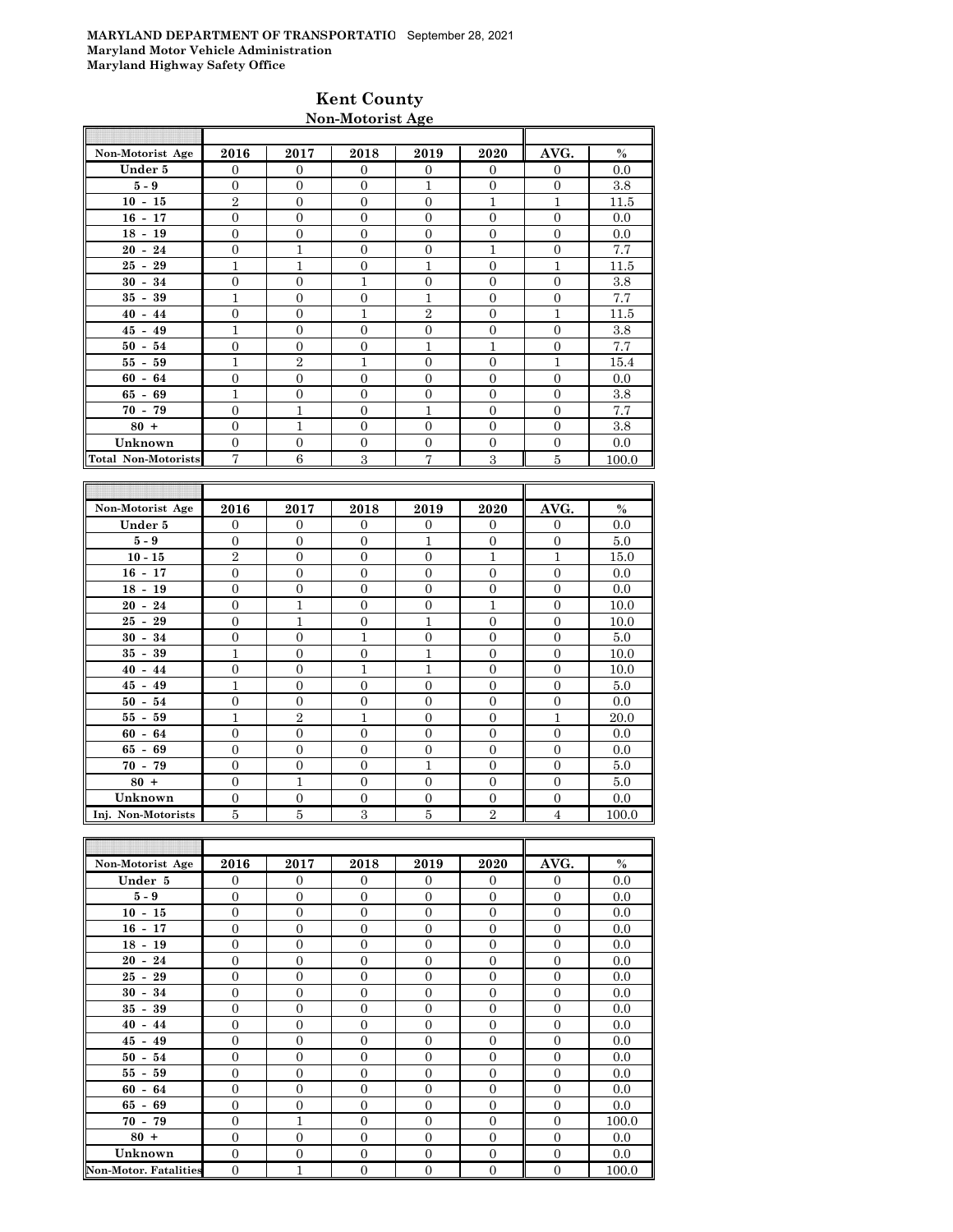**MARYLAND DEPARTMENT OF TRANSPORTATIO** September 28, 2021
**Maryland Motor Vehicle Administration**
**Maryland Highway Safety Office**

## Kent County

### Non-Motorist Age

| Non-Motorist Age | 2016 | 2017 | 2018 | 2019 | 2020 | AVG. | % |
|---|---|---|---|---|---|---|---|
| Under 5 | 0 | 0 | 0 | 0 | 0 | 0 | 0.0 |
| 5 - 9 | 0 | 0 | 0 | 1 | 0 | 0 | 3.8 |
| 10 - 15 | 2 | 0 | 0 | 0 | 1 | 1 | 11.5 |
| 16 - 17 | 0 | 0 | 0 | 0 | 0 | 0 | 0.0 |
| 18 - 19 | 0 | 0 | 0 | 0 | 0 | 0 | 0.0 |
| 20 - 24 | 0 | 1 | 0 | 0 | 1 | 0 | 7.7 |
| 25 - 29 | 1 | 1 | 0 | 1 | 0 | 1 | 11.5 |
| 30 - 34 | 0 | 0 | 1 | 0 | 0 | 0 | 3.8 |
| 35 - 39 | 1 | 0 | 0 | 1 | 0 | 0 | 7.7 |
| 40 - 44 | 0 | 0 | 1 | 2 | 0 | 1 | 11.5 |
| 45 - 49 | 1 | 0 | 0 | 0 | 0 | 0 | 3.8 |
| 50 - 54 | 0 | 0 | 0 | 1 | 1 | 0 | 7.7 |
| 55 - 59 | 1 | 2 | 1 | 0 | 0 | 1 | 15.4 |
| 60 - 64 | 0 | 0 | 0 | 0 | 0 | 0 | 0.0 |
| 65 - 69 | 1 | 0 | 0 | 0 | 0 | 0 | 3.8 |
| 70 - 79 | 0 | 1 | 0 | 1 | 0 | 0 | 7.7 |
| 80 + | 0 | 1 | 0 | 0 | 0 | 0 | 3.8 |
| Unknown | 0 | 0 | 0 | 0 | 0 | 0 | 0.0 |
| Total Non-Motorists | 7 | 6 | 3 | 7 | 3 | 5 | 100.0 |

| Non-Motorist Age | 2016 | 2017 | 2018 | 2019 | 2020 | AVG. | % |
|---|---|---|---|---|---|---|---|
| Under 5 | 0 | 0 | 0 | 0 | 0 | 0 | 0.0 |
| 5 - 9 | 0 | 0 | 0 | 1 | 0 | 0 | 5.0 |
| 10 - 15 | 2 | 0 | 0 | 0 | 1 | 1 | 15.0 |
| 16 - 17 | 0 | 0 | 0 | 0 | 0 | 0 | 0.0 |
| 18 - 19 | 0 | 0 | 0 | 0 | 0 | 0 | 0.0 |
| 20 - 24 | 0 | 1 | 0 | 0 | 1 | 0 | 10.0 |
| 25 - 29 | 0 | 1 | 0 | 1 | 0 | 0 | 10.0 |
| 30 - 34 | 0 | 0 | 1 | 0 | 0 | 0 | 5.0 |
| 35 - 39 | 1 | 0 | 0 | 1 | 0 | 0 | 10.0 |
| 40 - 44 | 0 | 0 | 1 | 1 | 0 | 0 | 10.0 |
| 45 - 49 | 1 | 0 | 0 | 0 | 0 | 0 | 5.0 |
| 50 - 54 | 0 | 0 | 0 | 0 | 0 | 0 | 0.0 |
| 55 - 59 | 1 | 2 | 1 | 0 | 0 | 1 | 20.0 |
| 60 - 64 | 0 | 0 | 0 | 0 | 0 | 0 | 0.0 |
| 65 - 69 | 0 | 0 | 0 | 0 | 0 | 0 | 0.0 |
| 70 - 79 | 0 | 0 | 0 | 1 | 0 | 0 | 5.0 |
| 80 + | 0 | 1 | 0 | 0 | 0 | 0 | 5.0 |
| Unknown | 0 | 0 | 0 | 0 | 0 | 0 | 0.0 |
| Inj. Non-Motorists | 5 | 5 | 3 | 5 | 2 | 4 | 100.0 |

| Non-Motorist Age | 2016 | 2017 | 2018 | 2019 | 2020 | AVG. | % |
|---|---|---|---|---|---|---|---|
| Under 5 | 0 | 0 | 0 | 0 | 0 | 0 | 0.0 |
| 5 - 9 | 0 | 0 | 0 | 0 | 0 | 0 | 0.0 |
| 10 - 15 | 0 | 0 | 0 | 0 | 0 | 0 | 0.0 |
| 16 - 17 | 0 | 0 | 0 | 0 | 0 | 0 | 0.0 |
| 18 - 19 | 0 | 0 | 0 | 0 | 0 | 0 | 0.0 |
| 20 - 24 | 0 | 0 | 0 | 0 | 0 | 0 | 0.0 |
| 25 - 29 | 0 | 0 | 0 | 0 | 0 | 0 | 0.0 |
| 30 - 34 | 0 | 0 | 0 | 0 | 0 | 0 | 0.0 |
| 35 - 39 | 0 | 0 | 0 | 0 | 0 | 0 | 0.0 |
| 40 - 44 | 0 | 0 | 0 | 0 | 0 | 0 | 0.0 |
| 45 - 49 | 0 | 0 | 0 | 0 | 0 | 0 | 0.0 |
| 50 - 54 | 0 | 0 | 0 | 0 | 0 | 0 | 0.0 |
| 55 - 59 | 0 | 0 | 0 | 0 | 0 | 0 | 0.0 |
| 60 - 64 | 0 | 0 | 0 | 0 | 0 | 0 | 0.0 |
| 65 - 69 | 0 | 0 | 0 | 0 | 0 | 0 | 0.0 |
| 70 - 79 | 0 | 1 | 0 | 0 | 0 | 0 | 100.0 |
| 80 + | 0 | 0 | 0 | 0 | 0 | 0 | 0.0 |
| Unknown | 0 | 0 | 0 | 0 | 0 | 0 | 0.0 |
| Non-Motor. Fatalities | 0 | 1 | 0 | 0 | 0 | 0 | 100.0 |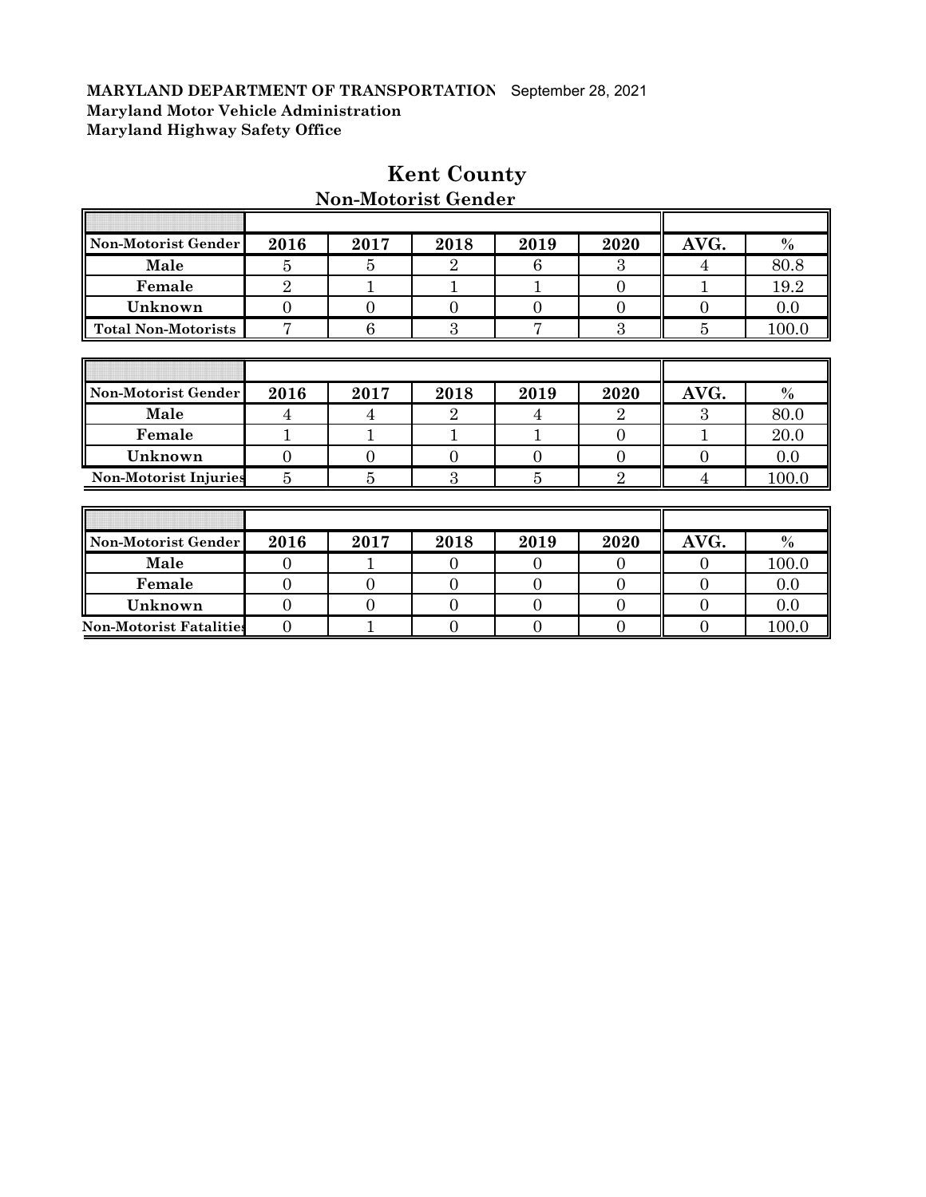**MARYLAND DEPARTMENT OF TRANSPORTATION** September 28, 2021
**Maryland Motor Vehicle Administration**
**Maryland Highway Safety Office**

# Kent County

## Non-Motorist Gender

| Non-Motorist Gender | 2016 | 2017 | 2018 | 2019 | 2020 | AVG. | % |
|---|---|---|---|---|---|---|---|
| Male | 5 | 5 | 2 | 6 | 3 | 4 | 80.8 |
| Female | 2 | 1 | 1 | 1 | 0 | 1 | 19.2 |
| Unknown | 0 | 0 | 0 | 0 | 0 | 0 | 0.0 |
| Total Non-Motorists | 7 | 6 | 3 | 7 | 3 | 5 | 100.0 |

| Non-Motorist Gender | 2016 | 2017 | 2018 | 2019 | 2020 | AVG. | % |
|---|---|---|---|---|---|---|---|
| Male | 4 | 4 | 2 | 4 | 2 | 3 | 80.0 |
| Female | 1 | 1 | 1 | 1 | 0 | 1 | 20.0 |
| Unknown | 0 | 0 | 0 | 0 | 0 | 0 | 0.0 |
| Non-Motorist Injuries | 5 | 5 | 3 | 5 | 2 | 4 | 100.0 |

| Non-Motorist Gender | 2016 | 2017 | 2018 | 2019 | 2020 | AVG. | % |
|---|---|---|---|---|---|---|---|
| Male | 0 | 1 | 0 | 0 | 0 | 0 | 100.0 |
| Female | 0 | 0 | 0 | 0 | 0 | 0 | 0.0 |
| Unknown | 0 | 0 | 0 | 0 | 0 | 0 | 0.0 |
| Non-Motorist Fatalities | 0 | 1 | 0 | 0 | 0 | 0 | 100.0 |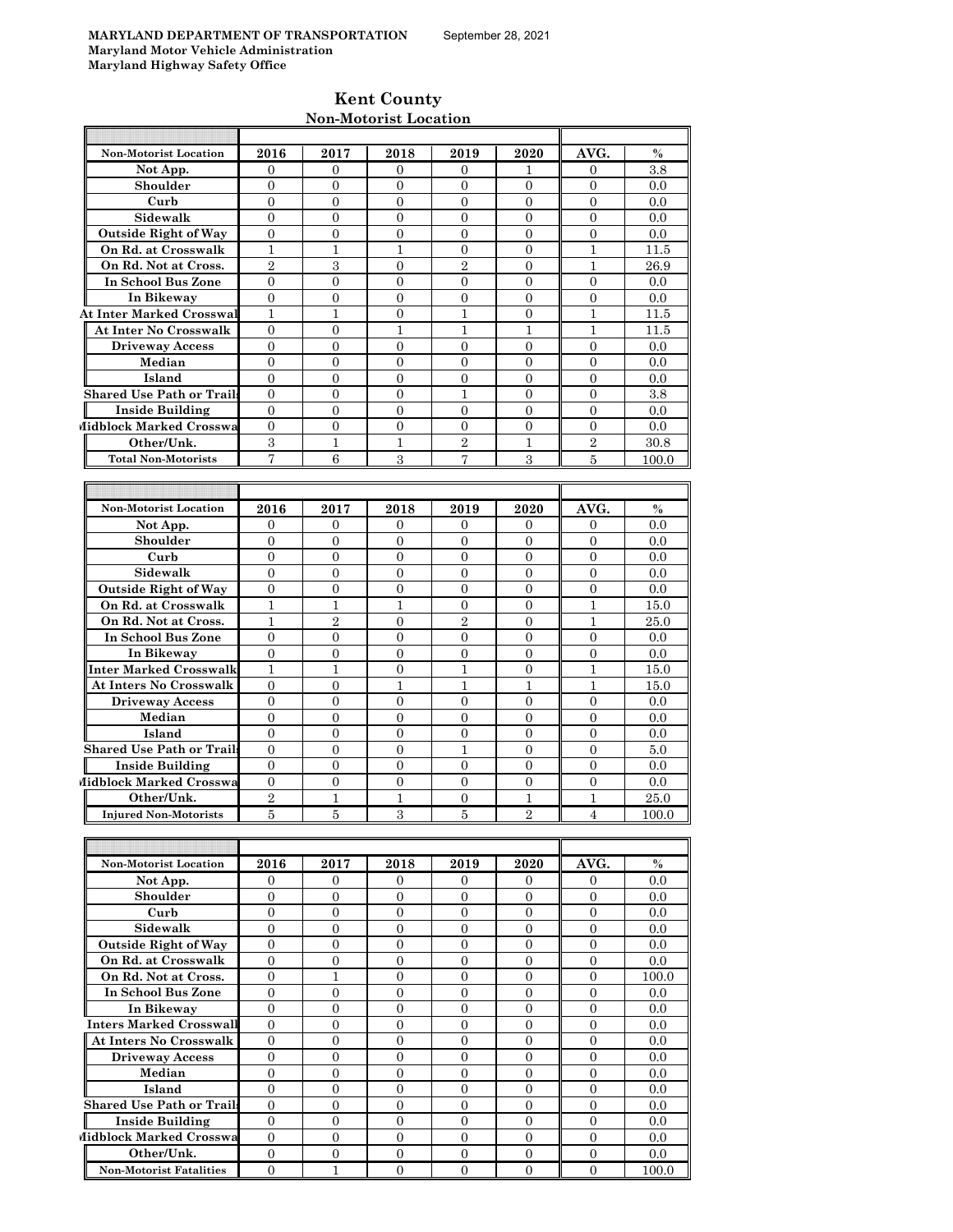**MARYLAND DEPARTMENT OF TRANSPORTATION** September 28, 2021
**Maryland Motor Vehicle Administration**
**Maryland Highway Safety Office**

## Kent County
### Non-Motorist Location

| Non-Motorist Location | 2016 | 2017 | 2018 | 2019 | 2020 | AVG. | % |
|---|---|---|---|---|---|---|---|
| Not App. | 0 | 0 | 0 | 0 | 1 | 0 | 3.8 |
| Shoulder | 0 | 0 | 0 | 0 | 0 | 0 | 0.0 |
| Curb | 0 | 0 | 0 | 0 | 0 | 0 | 0.0 |
| Sidewalk | 0 | 0 | 0 | 0 | 0 | 0 | 0.0 |
| Outside Right of Way | 0 | 0 | 0 | 0 | 0 | 0 | 0.0 |
| On Rd. at Crosswalk | 1 | 1 | 1 | 0 | 0 | 1 | 11.5 |
| On Rd. Not at Cross. | 2 | 3 | 0 | 2 | 0 | 1 | 26.9 |
| In School Bus Zone | 0 | 0 | 0 | 0 | 0 | 0 | 0.0 |
| In Bikeway | 0 | 0 | 0 | 0 | 0 | 0 | 0.0 |
| At Inter Marked Crosswal | 1 | 1 | 0 | 1 | 0 | 1 | 11.5 |
| At Inter No Crosswalk | 0 | 0 | 1 | 1 | 1 | 1 | 11.5 |
| Driveway Access | 0 | 0 | 0 | 0 | 0 | 0 | 0.0 |
| Median | 0 | 0 | 0 | 0 | 0 | 0 | 0.0 |
| Island | 0 | 0 | 0 | 0 | 0 | 0 | 0.0 |
| Shared Use Path or Trail | 0 | 0 | 0 | 1 | 0 | 0 | 3.8 |
| Inside Building | 0 | 0 | 0 | 0 | 0 | 0 | 0.0 |
| Midblock Marked Crosswa | 0 | 0 | 0 | 0 | 0 | 0 | 0.0 |
| Other/Unk. | 3 | 1 | 1 | 2 | 1 | 2 | 30.8 |
| Total Non-Motorists | 7 | 6 | 3 | 7 | 3 | 5 | 100.0 |

| Non-Motorist Location | 2016 | 2017 | 2018 | 2019 | 2020 | AVG. | % |
|---|---|---|---|---|---|---|---|
| Not App. | 0 | 0 | 0 | 0 | 0 | 0 | 0.0 |
| Shoulder | 0 | 0 | 0 | 0 | 0 | 0 | 0.0 |
| Curb | 0 | 0 | 0 | 0 | 0 | 0 | 0.0 |
| Sidewalk | 0 | 0 | 0 | 0 | 0 | 0 | 0.0 |
| Outside Right of Way | 0 | 0 | 0 | 0 | 0 | 0 | 0.0 |
| On Rd. at Crosswalk | 1 | 1 | 1 | 0 | 0 | 1 | 15.0 |
| On Rd. Not at Cross. | 1 | 2 | 0 | 2 | 0 | 1 | 25.0 |
| In School Bus Zone | 0 | 0 | 0 | 0 | 0 | 0 | 0.0 |
| In Bikeway | 0 | 0 | 0 | 0 | 0 | 0 | 0.0 |
| Inter Marked Crosswalk | 1 | 1 | 0 | 1 | 0 | 1 | 15.0 |
| At Inters No Crosswalk | 0 | 0 | 1 | 1 | 1 | 1 | 15.0 |
| Driveway Access | 0 | 0 | 0 | 0 | 0 | 0 | 0.0 |
| Median | 0 | 0 | 0 | 0 | 0 | 0 | 0.0 |
| Island | 0 | 0 | 0 | 0 | 0 | 0 | 0.0 |
| Shared Use Path or Trail | 0 | 0 | 0 | 1 | 0 | 0 | 5.0 |
| Inside Building | 0 | 0 | 0 | 0 | 0 | 0 | 0.0 |
| Midblock Marked Crosswa | 0 | 0 | 0 | 0 | 0 | 0 | 0.0 |
| Other/Unk. | 2 | 1 | 1 | 0 | 1 | 1 | 25.0 |
| Injured Non-Motorists | 5 | 5 | 3 | 5 | 2 | 4 | 100.0 |

| Non-Motorist Location | 2016 | 2017 | 2018 | 2019 | 2020 | AVG. | % |
|---|---|---|---|---|---|---|---|
| Not App. | 0 | 0 | 0 | 0 | 0 | 0 | 0.0 |
| Shoulder | 0 | 0 | 0 | 0 | 0 | 0 | 0.0 |
| Curb | 0 | 0 | 0 | 0 | 0 | 0 | 0.0 |
| Sidewalk | 0 | 0 | 0 | 0 | 0 | 0 | 0.0 |
| Outside Right of Way | 0 | 0 | 0 | 0 | 0 | 0 | 0.0 |
| On Rd. at Crosswalk | 0 | 0 | 0 | 0 | 0 | 0 | 0.0 |
| On Rd. Not at Cross. | 0 | 1 | 0 | 0 | 0 | 0 | 100.0 |
| In School Bus Zone | 0 | 0 | 0 | 0 | 0 | 0 | 0.0 |
| In Bikeway | 0 | 0 | 0 | 0 | 0 | 0 | 0.0 |
| Inters Marked Crosswall | 0 | 0 | 0 | 0 | 0 | 0 | 0.0 |
| At Inters No Crosswalk | 0 | 0 | 0 | 0 | 0 | 0 | 0.0 |
| Driveway Access | 0 | 0 | 0 | 0 | 0 | 0 | 0.0 |
| Median | 0 | 0 | 0 | 0 | 0 | 0 | 0.0 |
| Island | 0 | 0 | 0 | 0 | 0 | 0 | 0.0 |
| Shared Use Path or Trail | 0 | 0 | 0 | 0 | 0 | 0 | 0.0 |
| Inside Building | 0 | 0 | 0 | 0 | 0 | 0 | 0.0 |
| Midblock Marked Crosswa | 0 | 0 | 0 | 0 | 0 | 0 | 0.0 |
| Other/Unk. | 0 | 0 | 0 | 0 | 0 | 0 | 0.0 |
| Non-Motorist Fatalities | 0 | 1 | 0 | 0 | 0 | 0 | 100.0 |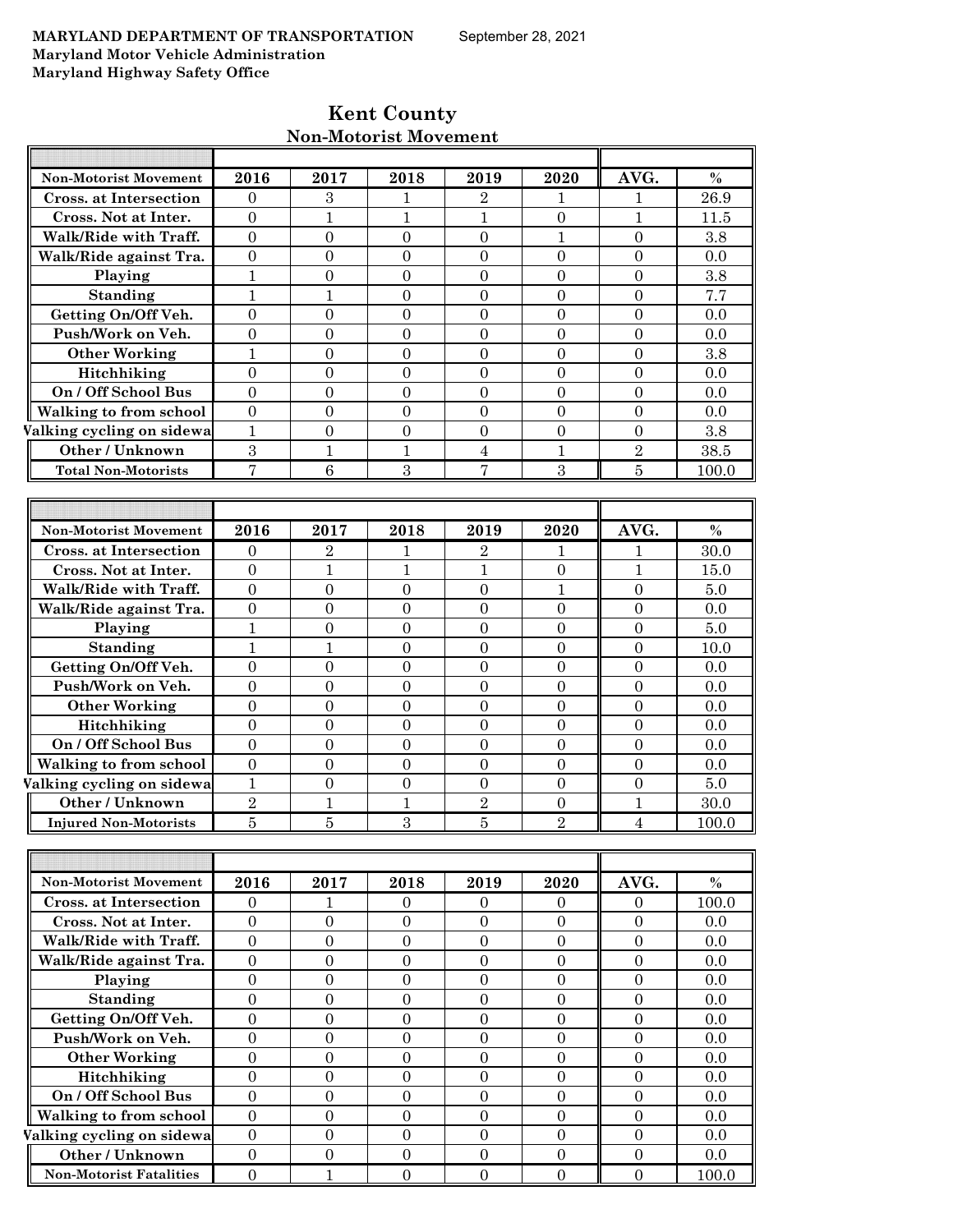**MARYLAND DEPARTMENT OF TRANSPORTATION** September 28, 2021
**Maryland Motor Vehicle Administration**
**Maryland Highway Safety Office**

# Kent County

## Non-Motorist Movement

| Non-Motorist Movement | 2016 | 2017 | 2018 | 2019 | 2020 | AVG. | % |
|---|---|---|---|---|---|---|---|
| Cross. at Intersection | 0 | 3 | 1 | 2 | 1 | 1 | 26.9 |
| Cross. Not at Inter. | 0 | 1 | 1 | 1 | 0 | 1 | 11.5 |
| Walk/Ride with Traff. | 0 | 0 | 0 | 0 | 1 | 0 | 3.8 |
| Walk/Ride against Tra. | 0 | 0 | 0 | 0 | 0 | 0 | 0.0 |
| Playing | 1 | 0 | 0 | 0 | 0 | 0 | 3.8 |
| Standing | 1 | 1 | 0 | 0 | 0 | 0 | 7.7 |
| Getting On/Off Veh. | 0 | 0 | 0 | 0 | 0 | 0 | 0.0 |
| Push/Work on Veh. | 0 | 0 | 0 | 0 | 0 | 0 | 0.0 |
| Other Working | 1 | 0 | 0 | 0 | 0 | 0 | 3.8 |
| Hitchhiking | 0 | 0 | 0 | 0 | 0 | 0 | 0.0 |
| On / Off School Bus | 0 | 0 | 0 | 0 | 0 | 0 | 0.0 |
| Walking to from school | 0 | 0 | 0 | 0 | 0 | 0 | 0.0 |
| Walking cycling on sidewa | 1 | 0 | 0 | 0 | 0 | 0 | 3.8 |
| Other / Unknown | 3 | 1 | 1 | 4 | 1 | 2 | 38.5 |
| Total Non-Motorists | 7 | 6 | 3 | 7 | 3 | 5 | 100.0 |

| Non-Motorist Movement | 2016 | 2017 | 2018 | 2019 | 2020 | AVG. | % |
|---|---|---|---|---|---|---|---|
| Cross. at Intersection | 0 | 2 | 1 | 2 | 1 | 1 | 30.0 |
| Cross. Not at Inter. | 0 | 1 | 1 | 1 | 0 | 1 | 15.0 |
| Walk/Ride with Traff. | 0 | 0 | 0 | 0 | 1 | 0 | 5.0 |
| Walk/Ride against Tra. | 0 | 0 | 0 | 0 | 0 | 0 | 0.0 |
| Playing | 1 | 0 | 0 | 0 | 0 | 0 | 5.0 |
| Standing | 1 | 1 | 0 | 0 | 0 | 0 | 10.0 |
| Getting On/Off Veh. | 0 | 0 | 0 | 0 | 0 | 0 | 0.0 |
| Push/Work on Veh. | 0 | 0 | 0 | 0 | 0 | 0 | 0.0 |
| Other Working | 0 | 0 | 0 | 0 | 0 | 0 | 0.0 |
| Hitchhiking | 0 | 0 | 0 | 0 | 0 | 0 | 0.0 |
| On / Off School Bus | 0 | 0 | 0 | 0 | 0 | 0 | 0.0 |
| Walking to from school | 0 | 0 | 0 | 0 | 0 | 0 | 0.0 |
| Walking cycling on sidewa | 1 | 0 | 0 | 0 | 0 | 0 | 5.0 |
| Other / Unknown | 2 | 1 | 1 | 2 | 0 | 1 | 30.0 |
| Injured Non-Motorists | 5 | 5 | 3 | 5 | 2 | 4 | 100.0 |

| Non-Motorist Movement | 2016 | 2017 | 2018 | 2019 | 2020 | AVG. | % |
|---|---|---|---|---|---|---|---|
| Cross. at Intersection | 0 | 1 | 0 | 0 | 0 | 0 | 100.0 |
| Cross. Not at Inter. | 0 | 0 | 0 | 0 | 0 | 0 | 0.0 |
| Walk/Ride with Traff. | 0 | 0 | 0 | 0 | 0 | 0 | 0.0 |
| Walk/Ride against Tra. | 0 | 0 | 0 | 0 | 0 | 0 | 0.0 |
| Playing | 0 | 0 | 0 | 0 | 0 | 0 | 0.0 |
| Standing | 0 | 0 | 0 | 0 | 0 | 0 | 0.0 |
| Getting On/Off Veh. | 0 | 0 | 0 | 0 | 0 | 0 | 0.0 |
| Push/Work on Veh. | 0 | 0 | 0 | 0 | 0 | 0 | 0.0 |
| Other Working | 0 | 0 | 0 | 0 | 0 | 0 | 0.0 |
| Hitchhiking | 0 | 0 | 0 | 0 | 0 | 0 | 0.0 |
| On / Off School Bus | 0 | 0 | 0 | 0 | 0 | 0 | 0.0 |
| Walking to from school | 0 | 0 | 0 | 0 | 0 | 0 | 0.0 |
| Walking cycling on sidewa | 0 | 0 | 0 | 0 | 0 | 0 | 0.0 |
| Other / Unknown | 0 | 0 | 0 | 0 | 0 | 0 | 0.0 |
| Non-Motorist Fatalities | 0 | 1 | 0 | 0 | 0 | 0 | 100.0 |